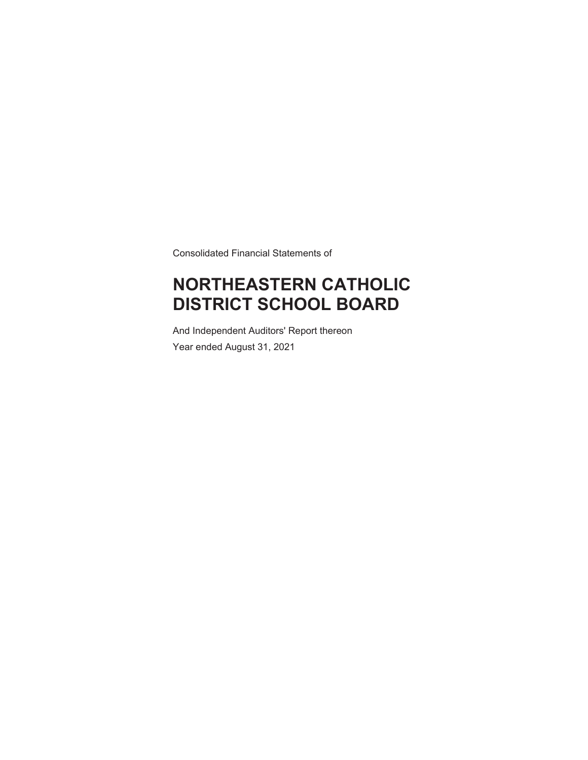Consolidated Financial Statements of

# NORTHEASTERN CATHOLIC DISTRICT SCHOOL BOARD

And Independent Auditors' Report thereon

Year ended August 31, 2021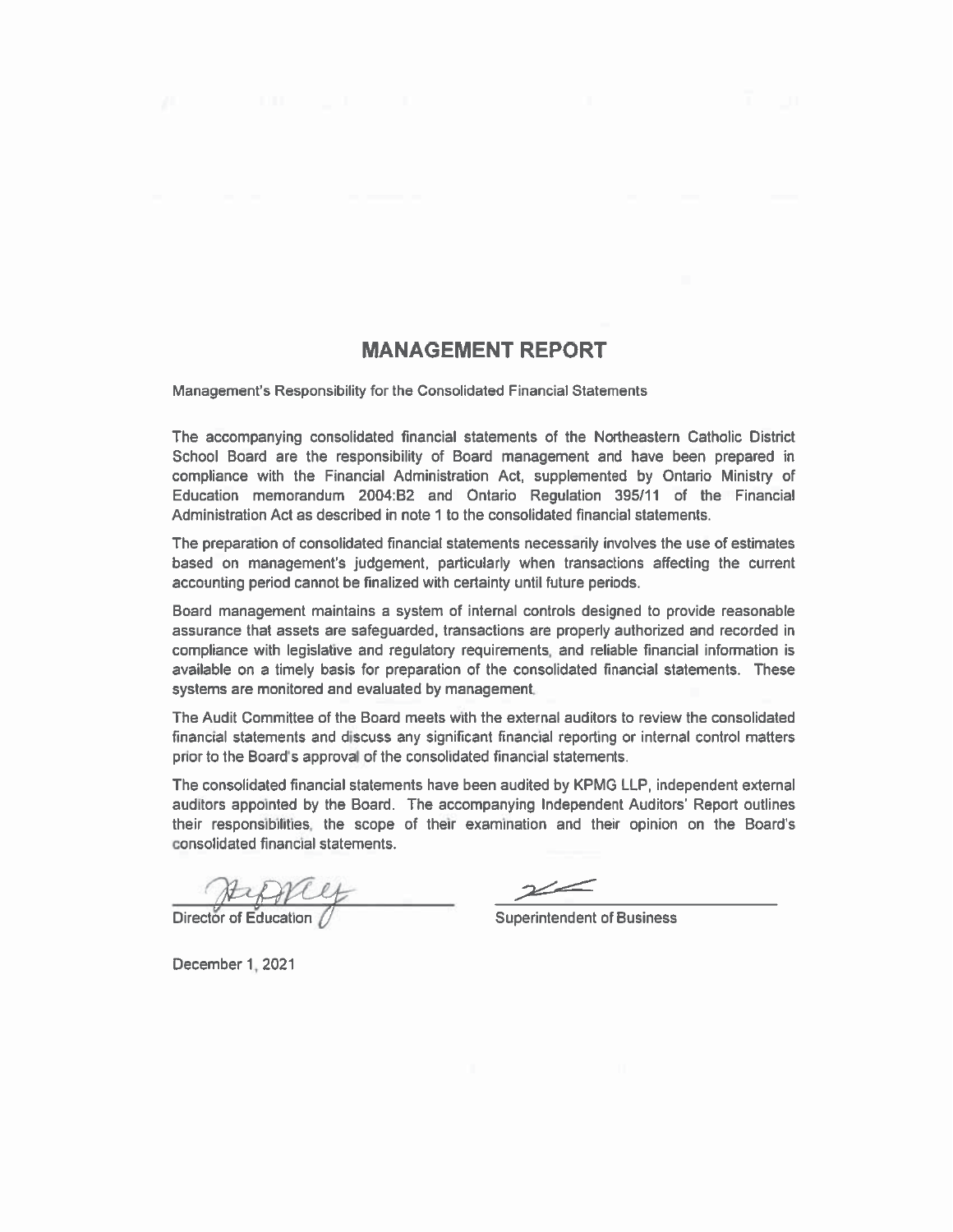# MANAGEMENT REPORT

Management's Responsibility for the Consolidated Financial Statements

The accompanying consolidated financial statements of the Northeastern Catholic District School Board are the responsibility of Board management and have been prepared in compliance with the Financial Administration Act, supplemented by Ontario Ministry of Education memorandum 2004:B2 and Ontario Regulation 395/11 of the Financial Administration Act as described in note 1 to the consolidated financial statements.

The preparation of consolidated financial statements necessarily involves the use of estimates based on management's judgement, particularly when transactions affecting the current accounting period cannot be finalized with certainty until future periods.

Board management maintains a system of internal controls designed to provide reasonable assurance that assets are safeguarded, transactions are properly authorized and recorded in compliance with legislative and regulatory requirements, and reliable financial information is available on a timely basis for preparation of the consolidated financial statements. These systems are monitored and evaluated by management.

The Audit Committee of the Board meets with the external auditors to review the consolidated financial statements and discuss any significant financial reporting or internal control matters prior to the Board's approval of the consolidated financial statements.

The consolidated financial statements have been audited by KPMG LLP, independent external auditors appointed by the Board. The accompanying Independent Auditors' Report outlines their responsibilities, the scope of their examination and their opinion on the Board's consolidated financial statements.

Director of Education

Superintendent of Business

December 1, 2021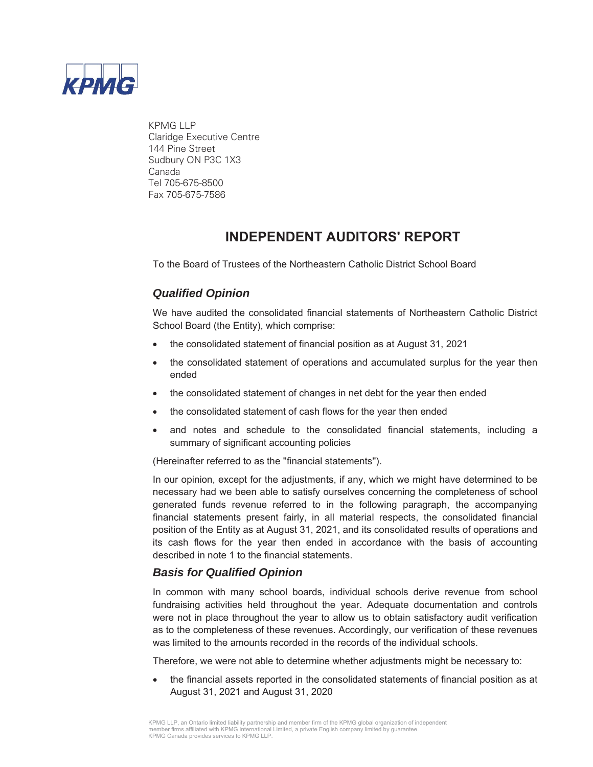KPMG LLP
Claridge Executive Centre
144 Pine Street
Sudbury ON P3C 1X3
Canada
Tel 705-675-8500
Fax 705-675-7586

# INDEPENDENT AUDITORS' REPORT

To the Board of Trustees of the Northeastern Catholic District School Board

## *Qualified Opinion*

We have audited the consolidated financial statements of Northeastern Catholic District School Board (the Entity), which comprise:

- the consolidated statement of financial position as at August 31, 2021
- the consolidated statement of operations and accumulated surplus for the year then ended
- the consolidated statement of changes in net debt for the year then ended
- the consolidated statement of cash flows for the year then ended
- and notes and schedule to the consolidated financial statements, including a summary of significant accounting policies

(Hereinafter referred to as the "financial statements").

In our opinion, except for the adjustments, if any, which we might have determined to be necessary had we been able to satisfy ourselves concerning the completeness of school generated funds revenue referred to in the following paragraph, the accompanying financial statements present fairly, in all material respects, the consolidated financial position of the Entity as at August 31, 2021, and its consolidated results of operations and its cash flows for the year then ended in accordance with the basis of accounting described in note 1 to the financial statements.

## *Basis for Qualified Opinion*

In common with many school boards, individual schools derive revenue from school fundraising activities held throughout the year. Adequate documentation and controls were not in place throughout the year to allow us to obtain satisfactory audit verification as to the completeness of these revenues. Accordingly, our verification of these revenues was limited to the amounts recorded in the records of the individual schools.

Therefore, we were not able to determine whether adjustments might be necessary to:

- the financial assets reported in the consolidated statements of financial position as at August 31, 2021 and August 31, 2020

KPMG LLP, an Ontario limited liability partnership and member firm of the KPMG global organization of independent member firms affiliated with KPMG International Limited, a private English company limited by guarantee. KPMG Canada provides services to KPMG LLP.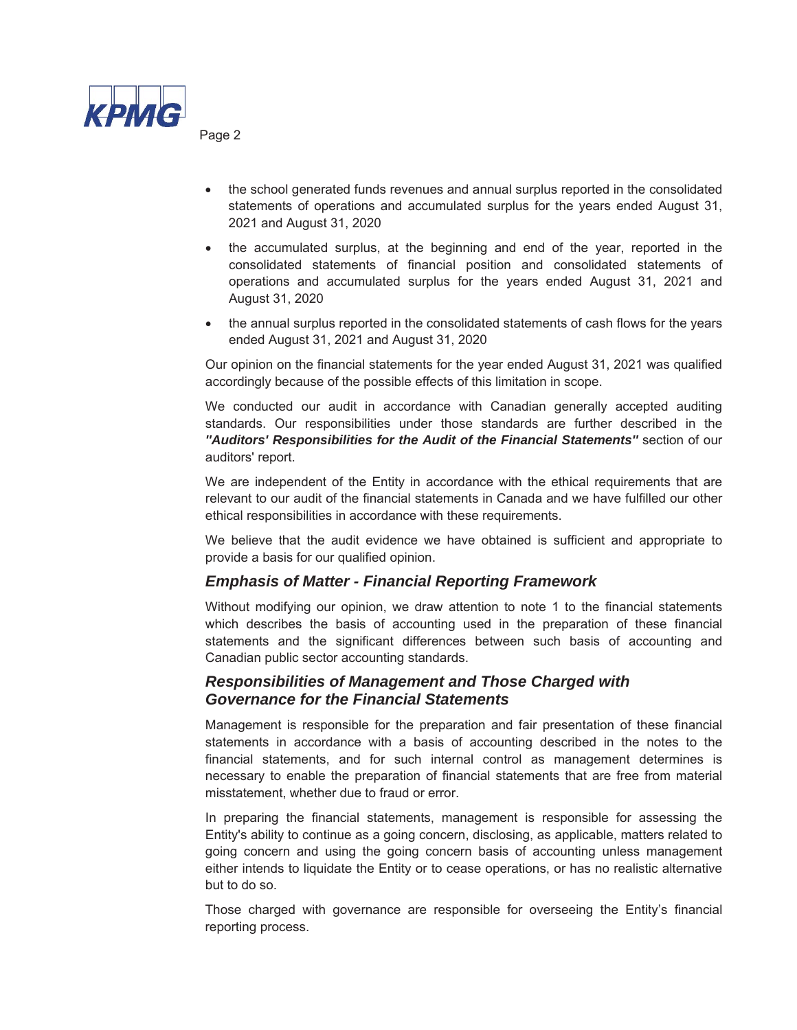- the school generated funds revenues and annual surplus reported in the consolidated statements of operations and accumulated surplus for the years ended August 31, 2021 and August 31, 2020
- the accumulated surplus, at the beginning and end of the year, reported in the consolidated statements of financial position and consolidated statements of operations and accumulated surplus for the years ended August 31, 2021 and August 31, 2020
- the annual surplus reported in the consolidated statements of cash flows for the years ended August 31, 2021 and August 31, 2020

Our opinion on the financial statements for the year ended August 31, 2021 was qualified accordingly because of the possible effects of this limitation in scope.

We conducted our audit in accordance with Canadian generally accepted auditing standards. Our responsibilities under those standards are further described in the ***"Auditors' Responsibilities for the Audit of the Financial Statements"*** section of our auditors' report.

We are independent of the Entity in accordance with the ethical requirements that are relevant to our audit of the financial statements in Canada and we have fulfilled our other ethical responsibilities in accordance with these requirements.

We believe that the audit evidence we have obtained is sufficient and appropriate to provide a basis for our qualified opinion.

## *Emphasis of Matter - Financial Reporting Framework*

Without modifying our opinion, we draw attention to note 1 to the financial statements which describes the basis of accounting used in the preparation of these financial statements and the significant differences between such basis of accounting and Canadian public sector accounting standards.

## *Responsibilities of Management and Those Charged with Governance for the Financial Statements*

Management is responsible for the preparation and fair presentation of these financial statements in accordance with a basis of accounting described in the notes to the financial statements, and for such internal control as management determines is necessary to enable the preparation of financial statements that are free from material misstatement, whether due to fraud or error.

In preparing the financial statements, management is responsible for assessing the Entity's ability to continue as a going concern, disclosing, as applicable, matters related to going concern and using the going concern basis of accounting unless management either intends to liquidate the Entity or to cease operations, or has no realistic alternative but to do so.

Those charged with governance are responsible for overseeing the Entity's financial reporting process.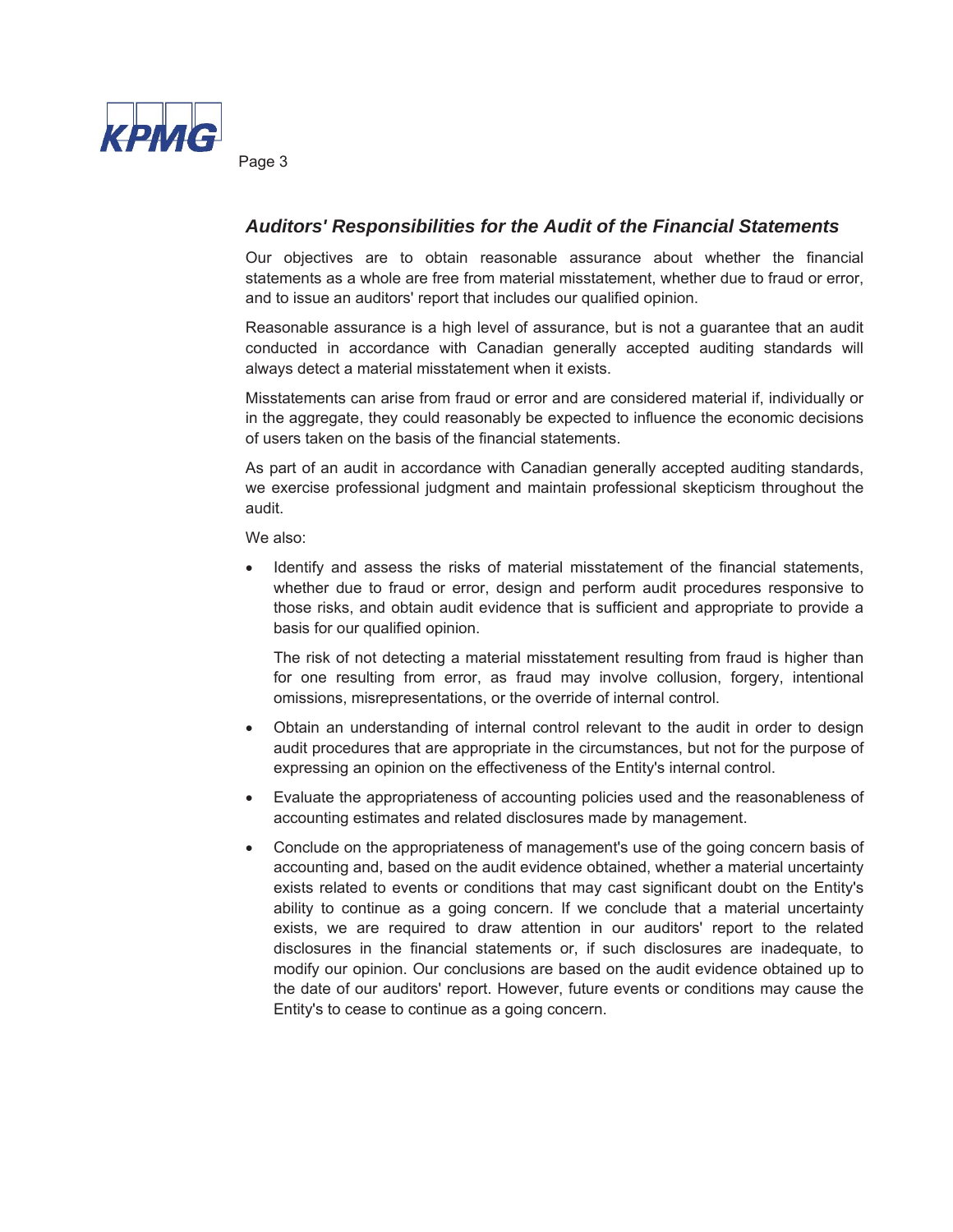### *Auditors' Responsibilities for the Audit of the Financial Statements*

Our objectives are to obtain reasonable assurance about whether the financial statements as a whole are free from material misstatement, whether due to fraud or error, and to issue an auditors' report that includes our qualified opinion.

Reasonable assurance is a high level of assurance, but is not a guarantee that an audit conducted in accordance with Canadian generally accepted auditing standards will always detect a material misstatement when it exists.

Misstatements can arise from fraud or error and are considered material if, individually or in the aggregate, they could reasonably be expected to influence the economic decisions of users taken on the basis of the financial statements.

As part of an audit in accordance with Canadian generally accepted auditing standards, we exercise professional judgment and maintain professional skepticism throughout the audit.

We also:

- Identify and assess the risks of material misstatement of the financial statements, whether due to fraud or error, design and perform audit procedures responsive to those risks, and obtain audit evidence that is sufficient and appropriate to provide a basis for our qualified opinion.

  The risk of not detecting a material misstatement resulting from fraud is higher than for one resulting from error, as fraud may involve collusion, forgery, intentional omissions, misrepresentations, or the override of internal control.

- Obtain an understanding of internal control relevant to the audit in order to design audit procedures that are appropriate in the circumstances, but not for the purpose of expressing an opinion on the effectiveness of the Entity's internal control.

- Evaluate the appropriateness of accounting policies used and the reasonableness of accounting estimates and related disclosures made by management.

- Conclude on the appropriateness of management's use of the going concern basis of accounting and, based on the audit evidence obtained, whether a material uncertainty exists related to events or conditions that may cast significant doubt on the Entity's ability to continue as a going concern. If we conclude that a material uncertainty exists, we are required to draw attention in our auditors' report to the related disclosures in the financial statements or, if such disclosures are inadequate, to modify our opinion. Our conclusions are based on the audit evidence obtained up to the date of our auditors' report. However, future events or conditions may cause the Entity's to cease to continue as a going concern.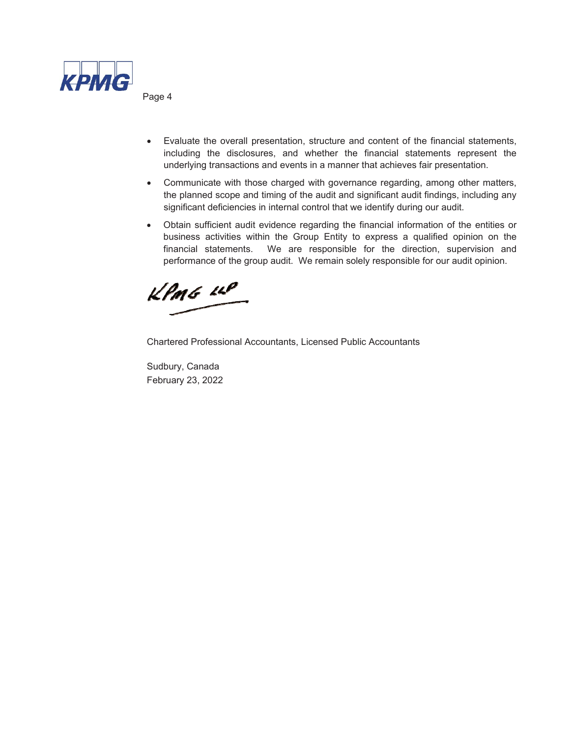- Evaluate the overall presentation, structure and content of the financial statements, including the disclosures, and whether the financial statements represent the underlying transactions and events in a manner that achieves fair presentation.
- Communicate with those charged with governance regarding, among other matters, the planned scope and timing of the audit and significant audit findings, including any significant deficiencies in internal control that we identify during our audit.
- Obtain sufficient audit evidence regarding the financial information of the entities or business activities within the Group Entity to express a qualified opinion on the financial statements. We are responsible for the direction, supervision and performance of the group audit. We remain solely responsible for our audit opinion.

KPMG LLP

Chartered Professional Accountants, Licensed Public Accountants

Sudbury, Canada
February 23, 2022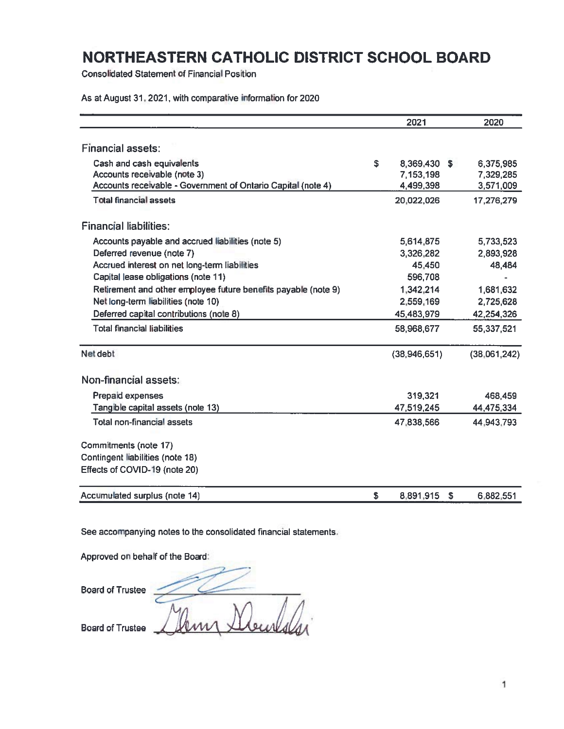# NORTHEASTERN CATHOLIC DISTRICT SCHOOL BOARD

Consolidated Statement of Financial Position

As at August 31, 2021, with comparative information for 2020

| | 2021 | 2020 |
|---|---|---|
| **Financial assets:** | | |
| Cash and cash equivalents | $ 8,369,430 | $ 6,375,985 |
| Accounts receivable (note 3) | 7,153,198 | 7,329,285 |
| Accounts receivable - Government of Ontario Capital (note 4) | 4,499,398 | 3,571,009 |
| Total financial assets | 20,022,026 | 17,276,279 |
| **Financial liabilities:** | | |
| Accounts payable and accrued liabilities (note 5) | 5,614,875 | 5,733,523 |
| Deferred revenue (note 7) | 3,326,282 | 2,893,928 |
| Accrued interest on net long-term liabilities | 45,450 | 48,484 |
| Capital lease obligations (note 11) | 596,708 | - |
| Retirement and other employee future benefits payable (note 9) | 1,342,214 | 1,681,632 |
| Net long-term liabilities (note 10) | 2,559,169 | 2,725,628 |
| Deferred capital contributions (note 8) | 45,483,979 | 42,254,326 |
| Total financial liabilities | 58,968,677 | 55,337,521 |
| Net debt | (38,946,651) | (38,061,242) |
| **Non-financial assets:** | | |
| Prepaid expenses | 319,321 | 468,459 |
| Tangible capital assets (note 13) | 47,519,245 | 44,475,334 |
| Total non-financial assets | 47,838,566 | 44,943,793 |
| Commitments (note 17) | | |
| Contingent liabilities (note 18) | | |
| Effects of COVID-19 (note 20) | | |
| Accumulated surplus (note 14) | $ 8,891,915 | $ 6,882,551 |

See accompanying notes to the consolidated financial statements.

Approved on behalf of the Board:

Board of Trustee ______________________

Board of Trustee ______________________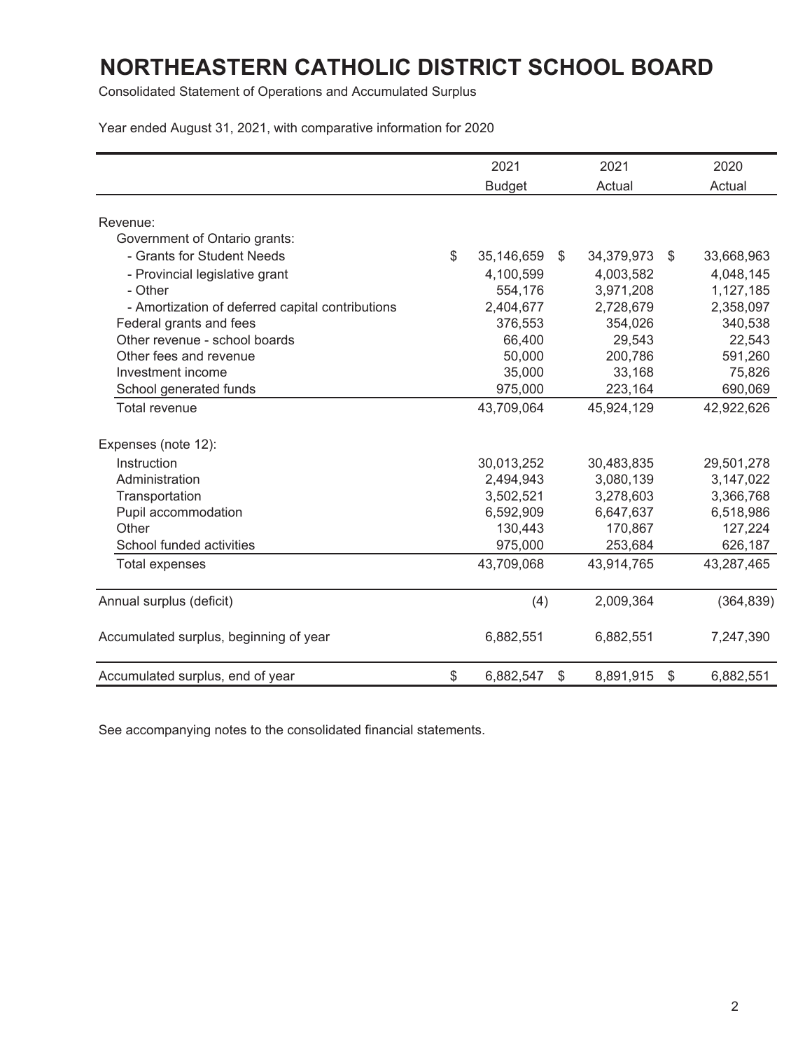# NORTHEASTERN CATHOLIC DISTRICT SCHOOL BOARD

Consolidated Statement of Operations and Accumulated Surplus

Year ended August 31, 2021, with comparative information for 2020

| | 2021 Budget | 2021 Actual | 2020 Actual |
|---|---|---|---|
| Revenue: | | | |
| Government of Ontario grants: | | | |
| - Grants for Student Needs | $ 35,146,659 | $ 34,379,973 | $ 33,668,963 |
| - Provincial legislative grant | 4,100,599 | 4,003,582 | 4,048,145 |
| - Other | 554,176 | 3,971,208 | 1,127,185 |
| - Amortization of deferred capital contributions | 2,404,677 | 2,728,679 | 2,358,097 |
| Federal grants and fees | 376,553 | 354,026 | 340,538 |
| Other revenue - school boards | 66,400 | 29,543 | 22,543 |
| Other fees and revenue | 50,000 | 200,786 | 591,260 |
| Investment income | 35,000 | 33,168 | 75,826 |
| School generated funds | 975,000 | 223,164 | 690,069 |
| Total revenue | 43,709,064 | 45,924,129 | 42,922,626 |
| Expenses (note 12): | | | |
| Instruction | 30,013,252 | 30,483,835 | 29,501,278 |
| Administration | 2,494,943 | 3,080,139 | 3,147,022 |
| Transportation | 3,502,521 | 3,278,603 | 3,366,768 |
| Pupil accommodation | 6,592,909 | 6,647,637 | 6,518,986 |
| Other | 130,443 | 170,867 | 127,224 |
| School funded activities | 975,000 | 253,684 | 626,187 |
| Total expenses | 43,709,068 | 43,914,765 | 43,287,465 |
| Annual surplus (deficit) | (4) | 2,009,364 | (364,839) |
| Accumulated surplus, beginning of year | 6,882,551 | 6,882,551 | 7,247,390 |
| Accumulated surplus, end of year | $ 6,882,547 | $ 8,891,915 | $ 6,882,551 |

See accompanying notes to the consolidated financial statements.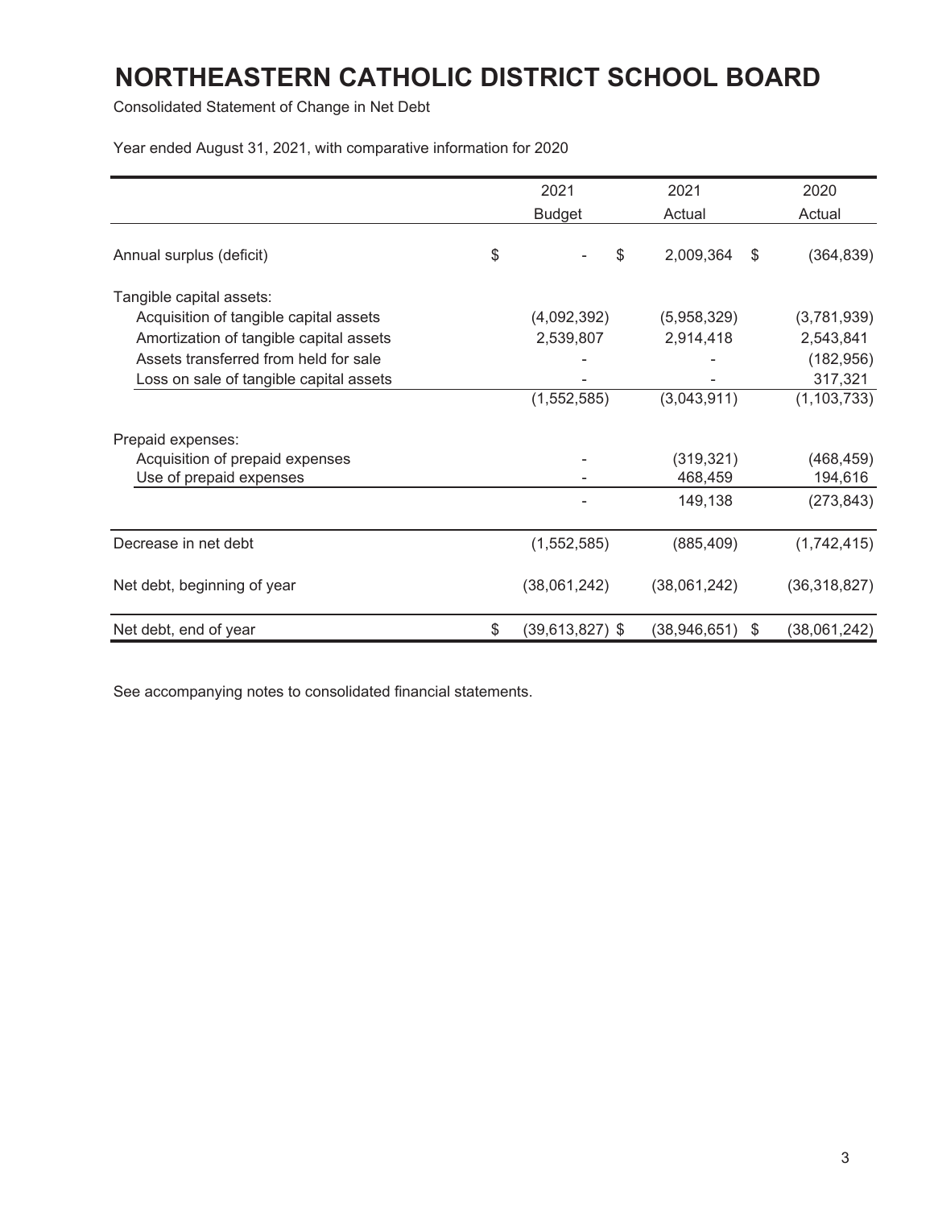# NORTHEASTERN CATHOLIC DISTRICT SCHOOL BOARD

Consolidated Statement of Change in Net Debt

Year ended August 31, 2021, with comparative information for 2020

| | 2021 Budget | 2021 Actual | 2020 Actual |
|---|---|---|---|
| Annual surplus (deficit) | $ - | $ 2,009,364 | $ (364,839) |
| Tangible capital assets: | | | |
| Acquisition of tangible capital assets | (4,092,392) | (5,958,329) | (3,781,939) |
| Amortization of tangible capital assets | 2,539,807 | 2,914,418 | 2,543,841 |
| Assets transferred from held for sale | - | - | (182,956) |
| Loss on sale of tangible capital assets | - | - | 317,321 |
| | (1,552,585) | (3,043,911) | (1,103,733) |
| Prepaid expenses: | | | |
| Acquisition of prepaid expenses | - | (319,321) | (468,459) |
| Use of prepaid expenses | - | 468,459 | 194,616 |
| | - | 149,138 | (273,843) |
| Decrease in net debt | (1,552,585) | (885,409) | (1,742,415) |
| Net debt, beginning of year | (38,061,242) | (38,061,242) | (36,318,827) |
| Net debt, end of year | $ (39,613,827) | $ (38,946,651) | $ (38,061,242) |

See accompanying notes to consolidated financial statements.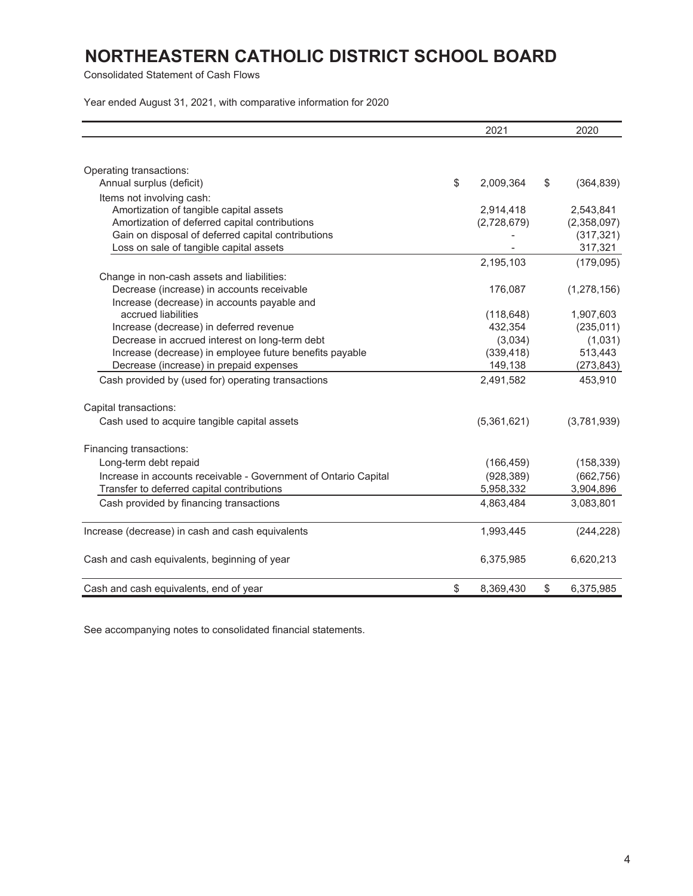# NORTHEASTERN CATHOLIC DISTRICT SCHOOL BOARD

Consolidated Statement of Cash Flows

Year ended August 31, 2021, with comparative information for 2020

| | 2021 | 2020 |
|---|---|---|
| Operating transactions: | | |
| Annual surplus (deficit) | $ 2,009,364 | $ (364,839) |
| Items not involving cash: | | |
| Amortization of tangible capital assets | 2,914,418 | 2,543,841 |
| Amortization of deferred capital contributions | (2,728,679) | (2,358,097) |
| Gain on disposal of deferred capital contributions | - | (317,321) |
| Loss on sale of tangible capital assets | - | 317,321 |
| | 2,195,103 | (179,095) |
| Change in non-cash assets and liabilities: | | |
| Decrease (increase) in accounts receivable | 176,087 | (1,278,156) |
| Increase (decrease) in accounts payable and accrued liabilities | (118,648) | 1,907,603 |
| Increase (decrease) in deferred revenue | 432,354 | (235,011) |
| Decrease in accrued interest on long-term debt | (3,034) | (1,031) |
| Increase (decrease) in employee future benefits payable | (339,418) | 513,443 |
| Decrease (increase) in prepaid expenses | 149,138 | (273,843) |
| Cash provided by (used for) operating transactions | 2,491,582 | 453,910 |
| Capital transactions: | | |
| Cash used to acquire tangible capital assets | (5,361,621) | (3,781,939) |
| Financing transactions: | | |
| Long-term debt repaid | (166,459) | (158,339) |
| Increase in accounts receivable - Government of Ontario Capital | (928,389) | (662,756) |
| Transfer to deferred capital contributions | 5,958,332 | 3,904,896 |
| Cash provided by financing transactions | 4,863,484 | 3,083,801 |
| Increase (decrease) in cash and cash equivalents | 1,993,445 | (244,228) |
| Cash and cash equivalents, beginning of year | 6,375,985 | 6,620,213 |
| Cash and cash equivalents, end of year | $ 8,369,430 | $ 6,375,985 |

See accompanying notes to consolidated financial statements.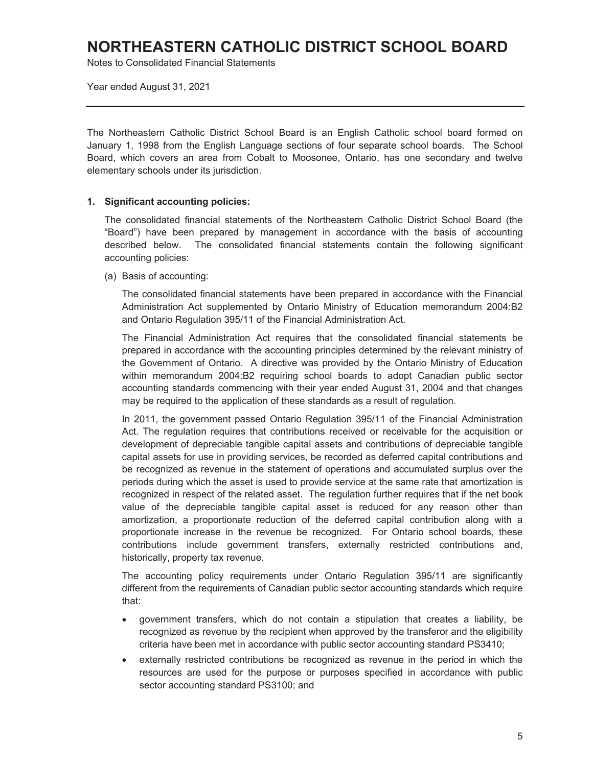# NORTHEASTERN CATHOLIC DISTRICT SCHOOL BOARD

Notes to Consolidated Financial Statements

Year ended August 31, 2021

---

The Northeastern Catholic District School Board is an English Catholic school board formed on January 1, 1998 from the English Language sections of four separate school boards. The School Board, which covers an area from Cobalt to Moosonee, Ontario, has one secondary and twelve elementary schools under its jurisdiction.

**1. Significant accounting policies:**

The consolidated financial statements of the Northeastern Catholic District School Board (the "Board") have been prepared by management in accordance with the basis of accounting described below. The consolidated financial statements contain the following significant accounting policies:

(a) Basis of accounting:

The consolidated financial statements have been prepared in accordance with the Financial Administration Act supplemented by Ontario Ministry of Education memorandum 2004:B2 and Ontario Regulation 395/11 of the Financial Administration Act.

The Financial Administration Act requires that the consolidated financial statements be prepared in accordance with the accounting principles determined by the relevant ministry of the Government of Ontario. A directive was provided by the Ontario Ministry of Education within memorandum 2004:B2 requiring school boards to adopt Canadian public sector accounting standards commencing with their year ended August 31, 2004 and that changes may be required to the application of these standards as a result of regulation.

In 2011, the government passed Ontario Regulation 395/11 of the Financial Administration Act. The regulation requires that contributions received or receivable for the acquisition or development of depreciable tangible capital assets and contributions of depreciable tangible capital assets for use in providing services, be recorded as deferred capital contributions and be recognized as revenue in the statement of operations and accumulated surplus over the periods during which the asset is used to provide service at the same rate that amortization is recognized in respect of the related asset. The regulation further requires that if the net book value of the depreciable tangible capital asset is reduced for any reason other than amortization, a proportionate reduction of the deferred capital contribution along with a proportionate increase in the revenue be recognized. For Ontario school boards, these contributions include government transfers, externally restricted contributions and, historically, property tax revenue.

The accounting policy requirements under Ontario Regulation 395/11 are significantly different from the requirements of Canadian public sector accounting standards which require that:

- government transfers, which do not contain a stipulation that creates a liability, be recognized as revenue by the recipient when approved by the transferor and the eligibility criteria have been met in accordance with public sector accounting standard PS3410;
- externally restricted contributions be recognized as revenue in the period in which the resources are used for the purpose or purposes specified in accordance with public sector accounting standard PS3100; and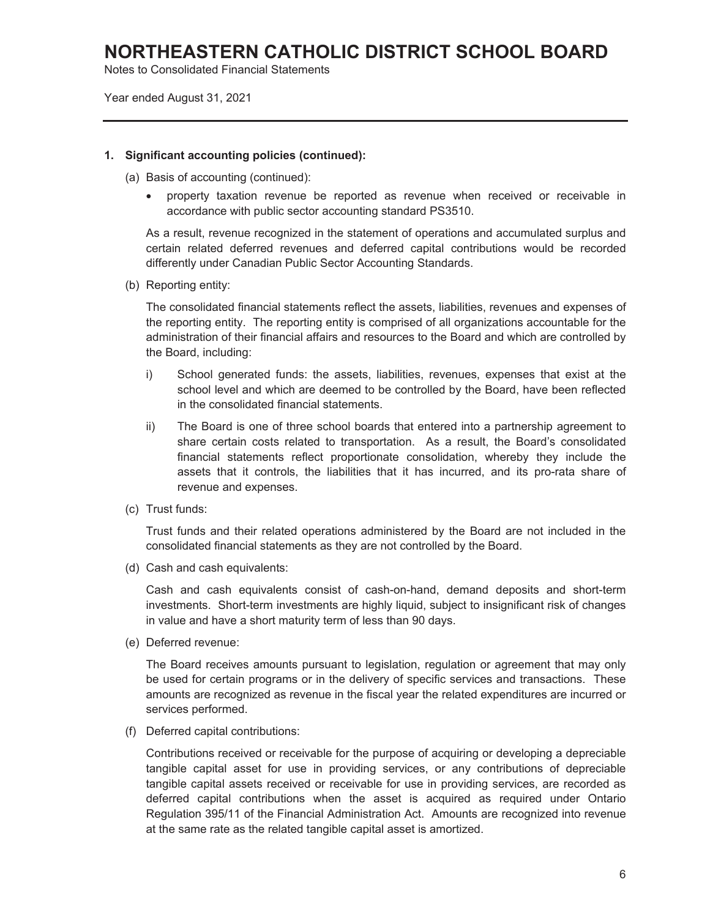**1. Significant accounting policies (continued):**

(a) Basis of accounting (continued):

- property taxation revenue be reported as revenue when received or receivable in accordance with public sector accounting standard PS3510.

As a result, revenue recognized in the statement of operations and accumulated surplus and certain related deferred revenues and deferred capital contributions would be recorded differently under Canadian Public Sector Accounting Standards.

(b) Reporting entity:

The consolidated financial statements reflect the assets, liabilities, revenues and expenses of the reporting entity. The reporting entity is comprised of all organizations accountable for the administration of their financial affairs and resources to the Board and which are controlled by the Board, including:

i) School generated funds: the assets, liabilities, revenues, expenses that exist at the school level and which are deemed to be controlled by the Board, have been reflected in the consolidated financial statements.

ii) The Board is one of three school boards that entered into a partnership agreement to share certain costs related to transportation. As a result, the Board's consolidated financial statements reflect proportionate consolidation, whereby they include the assets that it controls, the liabilities that it has incurred, and its pro-rata share of revenue and expenses.

(c) Trust funds:

Trust funds and their related operations administered by the Board are not included in the consolidated financial statements as they are not controlled by the Board.

(d) Cash and cash equivalents:

Cash and cash equivalents consist of cash-on-hand, demand deposits and short-term investments. Short-term investments are highly liquid, subject to insignificant risk of changes in value and have a short maturity term of less than 90 days.

(e) Deferred revenue:

The Board receives amounts pursuant to legislation, regulation or agreement that may only be used for certain programs or in the delivery of specific services and transactions. These amounts are recognized as revenue in the fiscal year the related expenditures are incurred or services performed.

(f) Deferred capital contributions:

Contributions received or receivable for the purpose of acquiring or developing a depreciable tangible capital asset for use in providing services, or any contributions of depreciable tangible capital assets received or receivable for use in providing services, are recorded as deferred capital contributions when the asset is acquired as required under Ontario Regulation 395/11 of the Financial Administration Act. Amounts are recognized into revenue at the same rate as the related tangible capital asset is amortized.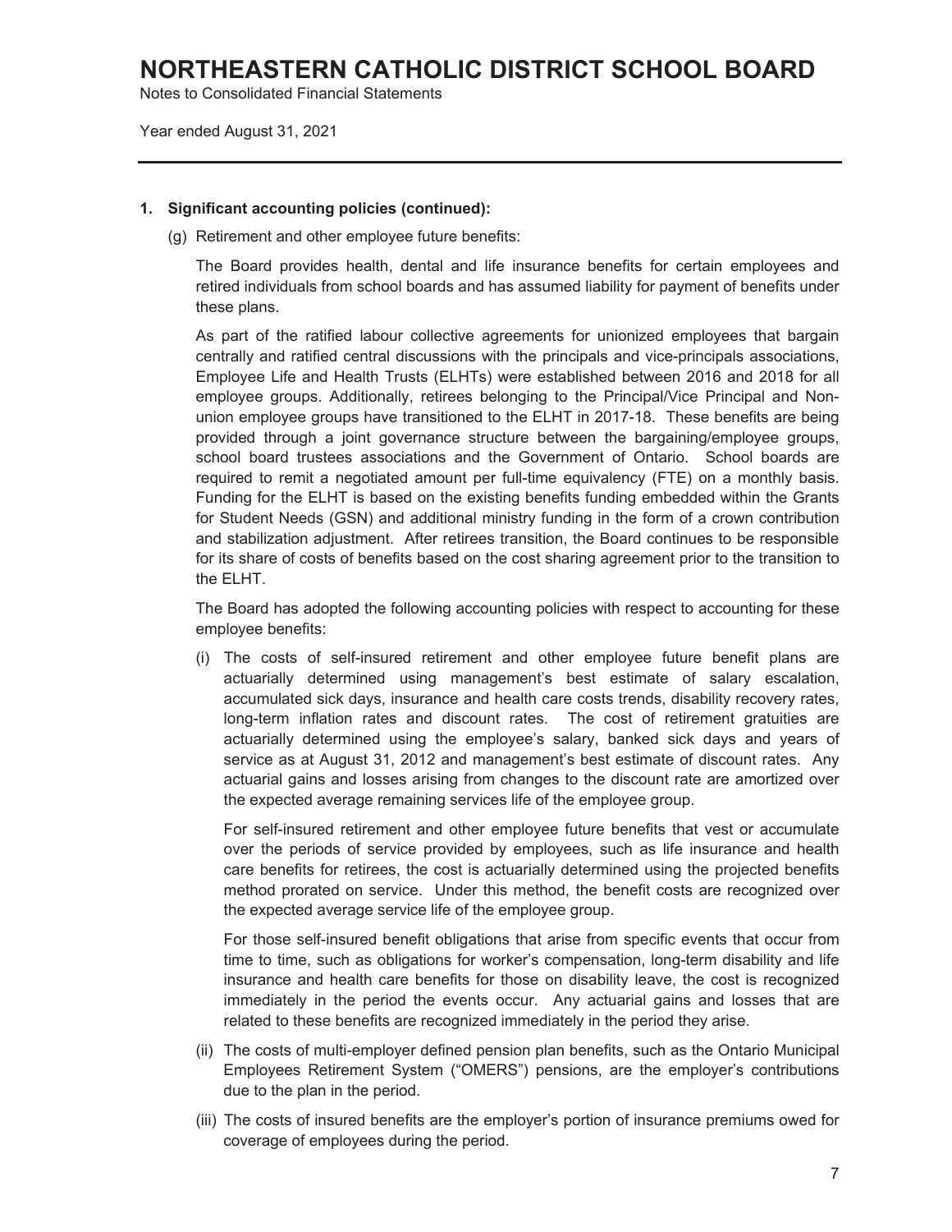## 1. Significant accounting policies (continued):

(g) Retirement and other employee future benefits:

The Board provides health, dental and life insurance benefits for certain employees and retired individuals from school boards and has assumed liability for payment of benefits under these plans.

As part of the ratified labour collective agreements for unionized employees that bargain centrally and ratified central discussions with the principals and vice-principals associations, Employee Life and Health Trusts (ELHTs) were established between 2016 and 2018 for all employee groups. Additionally, retirees belonging to the Principal/Vice Principal and Non-union employee groups have transitioned to the ELHT in 2017-18. These benefits are being provided through a joint governance structure between the bargaining/employee groups, school board trustees associations and the Government of Ontario. School boards are required to remit a negotiated amount per full-time equivalency (FTE) on a monthly basis. Funding for the ELHT is based on the existing benefits funding embedded within the Grants for Student Needs (GSN) and additional ministry funding in the form of a crown contribution and stabilization adjustment. After retirees transition, the Board continues to be responsible for its share of costs of benefits based on the cost sharing agreement prior to the transition to the ELHT.

The Board has adopted the following accounting policies with respect to accounting for these employee benefits:

(i) The costs of self-insured retirement and other employee future benefit plans are actuarially determined using management's best estimate of salary escalation, accumulated sick days, insurance and health care costs trends, disability recovery rates, long-term inflation rates and discount rates. The cost of retirement gratuities are actuarially determined using the employee's salary, banked sick days and years of service as at August 31, 2012 and management's best estimate of discount rates. Any actuarial gains and losses arising from changes to the discount rate are amortized over the expected average remaining services life of the employee group.

For self-insured retirement and other employee future benefits that vest or accumulate over the periods of service provided by employees, such as life insurance and health care benefits for retirees, the cost is actuarially determined using the projected benefits method prorated on service. Under this method, the benefit costs are recognized over the expected average service life of the employee group.

For those self-insured benefit obligations that arise from specific events that occur from time to time, such as obligations for worker's compensation, long-term disability and life insurance and health care benefits for those on disability leave, the cost is recognized immediately in the period the events occur. Any actuarial gains and losses that are related to these benefits are recognized immediately in the period they arise.

(ii) The costs of multi-employer defined pension plan benefits, such as the Ontario Municipal Employees Retirement System ("OMERS") pensions, are the employer's contributions due to the plan in the period.

(iii) The costs of insured benefits are the employer's portion of insurance premiums owed for coverage of employees during the period.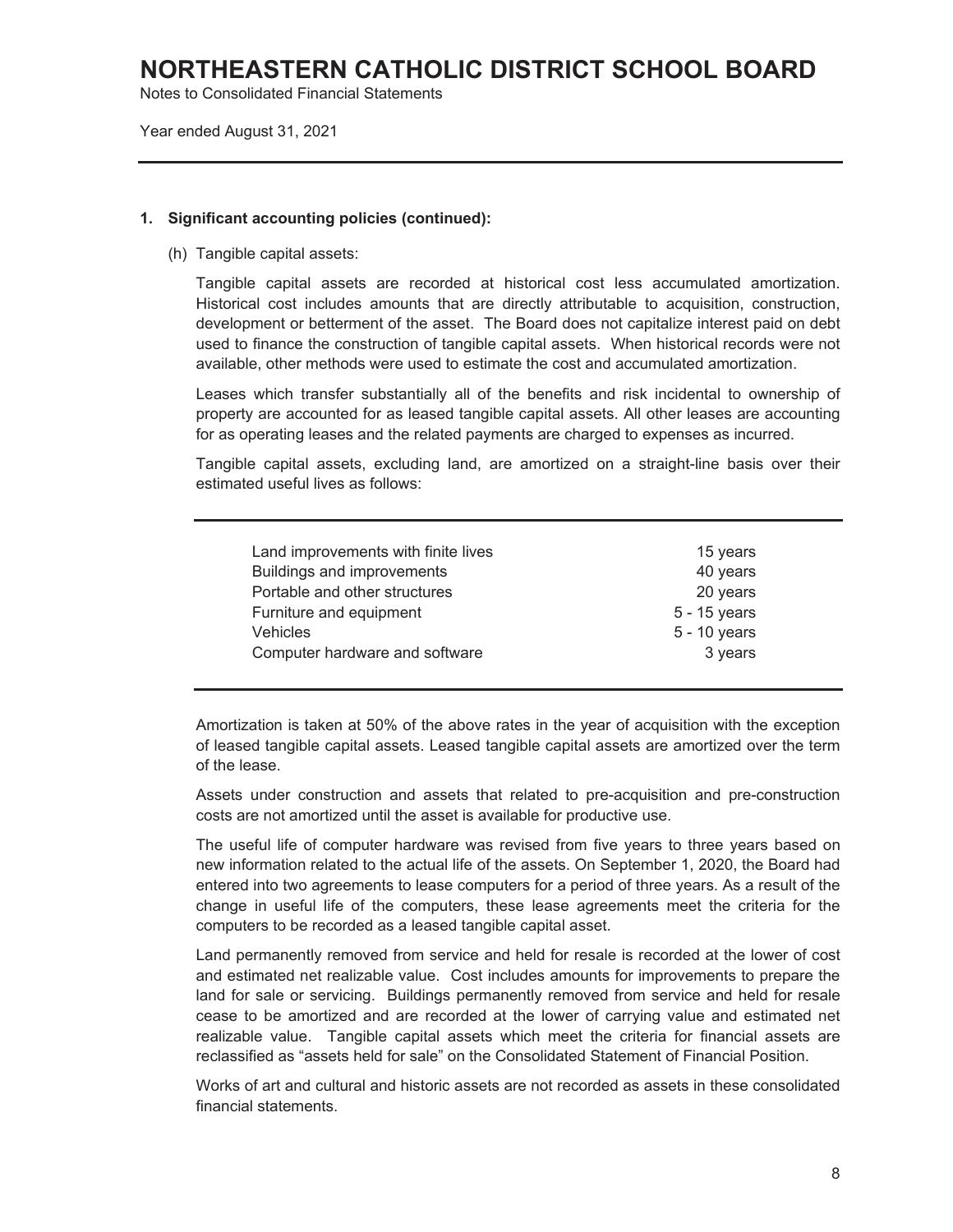## 1. Significant accounting policies (continued):

(h) Tangible capital assets:

Tangible capital assets are recorded at historical cost less accumulated amortization. Historical cost includes amounts that are directly attributable to acquisition, construction, development or betterment of the asset. The Board does not capitalize interest paid on debt used to finance the construction of tangible capital assets. When historical records were not available, other methods were used to estimate the cost and accumulated amortization.

Leases which transfer substantially all of the benefits and risk incidental to ownership of property are accounted for as leased tangible capital assets. All other leases are accounting for as operating leases and the related payments are charged to expenses as incurred.

Tangible capital assets, excluding land, are amortized on a straight-line basis over their estimated useful lives as follows:

| | |
|---|---|
| Land improvements with finite lives | 15 years |
| Buildings and improvements | 40 years |
| Portable and other structures | 20 years |
| Furniture and equipment | 5 - 15 years |
| Vehicles | 5 - 10 years |
| Computer hardware and software | 3 years |

Amortization is taken at 50% of the above rates in the year of acquisition with the exception of leased tangible capital assets. Leased tangible capital assets are amortized over the term of the lease.

Assets under construction and assets that related to pre-acquisition and pre-construction costs are not amortized until the asset is available for productive use.

The useful life of computer hardware was revised from five years to three years based on new information related to the actual life of the assets. On September 1, 2020, the Board had entered into two agreements to lease computers for a period of three years. As a result of the change in useful life of the computers, these lease agreements meet the criteria for the computers to be recorded as a leased tangible capital asset.

Land permanently removed from service and held for resale is recorded at the lower of cost and estimated net realizable value. Cost includes amounts for improvements to prepare the land for sale or servicing. Buildings permanently removed from service and held for resale cease to be amortized and are recorded at the lower of carrying value and estimated net realizable value. Tangible capital assets which meet the criteria for financial assets are reclassified as "assets held for sale" on the Consolidated Statement of Financial Position.

Works of art and cultural and historic assets are not recorded as assets in these consolidated financial statements.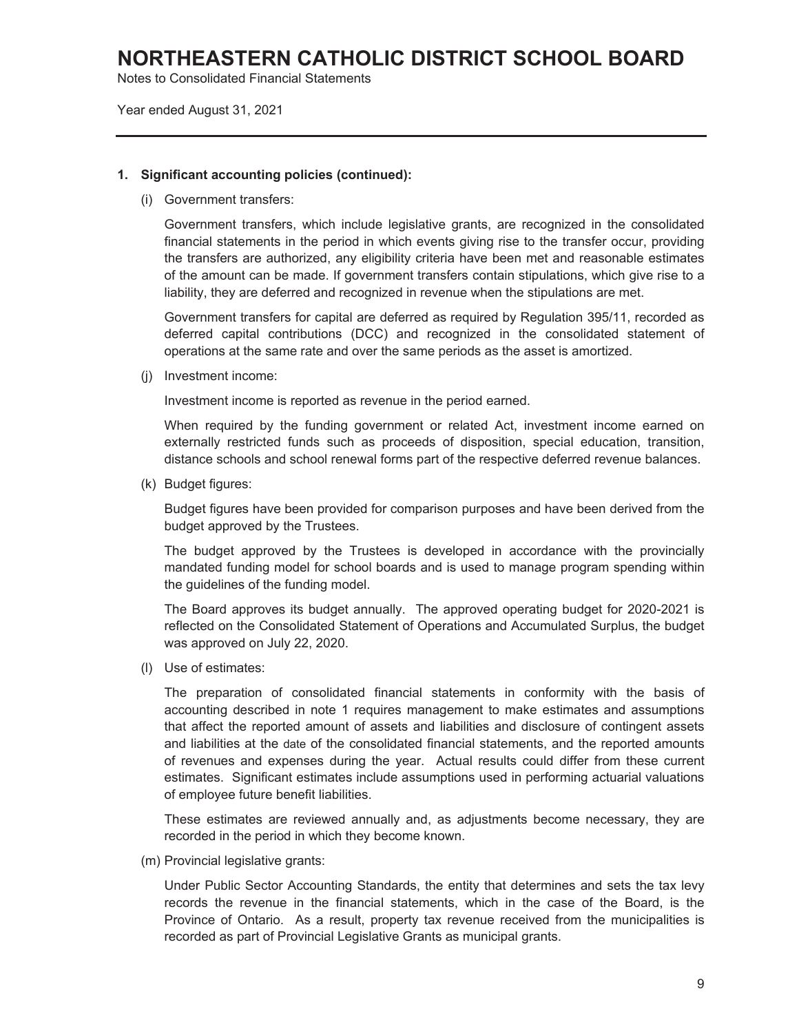# NORTHEASTERN CATHOLIC DISTRICT SCHOOL BOARD

Notes to Consolidated Financial Statements

Year ended August 31, 2021

**1. Significant accounting policies (continued):**

(i) Government transfers:

Government transfers, which include legislative grants, are recognized in the consolidated financial statements in the period in which events giving rise to the transfer occur, providing the transfers are authorized, any eligibility criteria have been met and reasonable estimates of the amount can be made. If government transfers contain stipulations, which give rise to a liability, they are deferred and recognized in revenue when the stipulations are met.

Government transfers for capital are deferred as required by Regulation 395/11, recorded as deferred capital contributions (DCC) and recognized in the consolidated statement of operations at the same rate and over the same periods as the asset is amortized.

(j) Investment income:

Investment income is reported as revenue in the period earned.

When required by the funding government or related Act, investment income earned on externally restricted funds such as proceeds of disposition, special education, transition, distance schools and school renewal forms part of the respective deferred revenue balances.

(k) Budget figures:

Budget figures have been provided for comparison purposes and have been derived from the budget approved by the Trustees.

The budget approved by the Trustees is developed in accordance with the provincially mandated funding model for school boards and is used to manage program spending within the guidelines of the funding model.

The Board approves its budget annually. The approved operating budget for 2020-2021 is reflected on the Consolidated Statement of Operations and Accumulated Surplus, the budget was approved on July 22, 2020.

(l) Use of estimates:

The preparation of consolidated financial statements in conformity with the basis of accounting described in note 1 requires management to make estimates and assumptions that affect the reported amount of assets and liabilities and disclosure of contingent assets and liabilities at the date of the consolidated financial statements, and the reported amounts of revenues and expenses during the year. Actual results could differ from these current estimates. Significant estimates include assumptions used in performing actuarial valuations of employee future benefit liabilities.

These estimates are reviewed annually and, as adjustments become necessary, they are recorded in the period in which they become known.

(m) Provincial legislative grants:

Under Public Sector Accounting Standards, the entity that determines and sets the tax levy records the revenue in the financial statements, which in the case of the Board, is the Province of Ontario. As a result, property tax revenue received from the municipalities is recorded as part of Provincial Legislative Grants as municipal grants.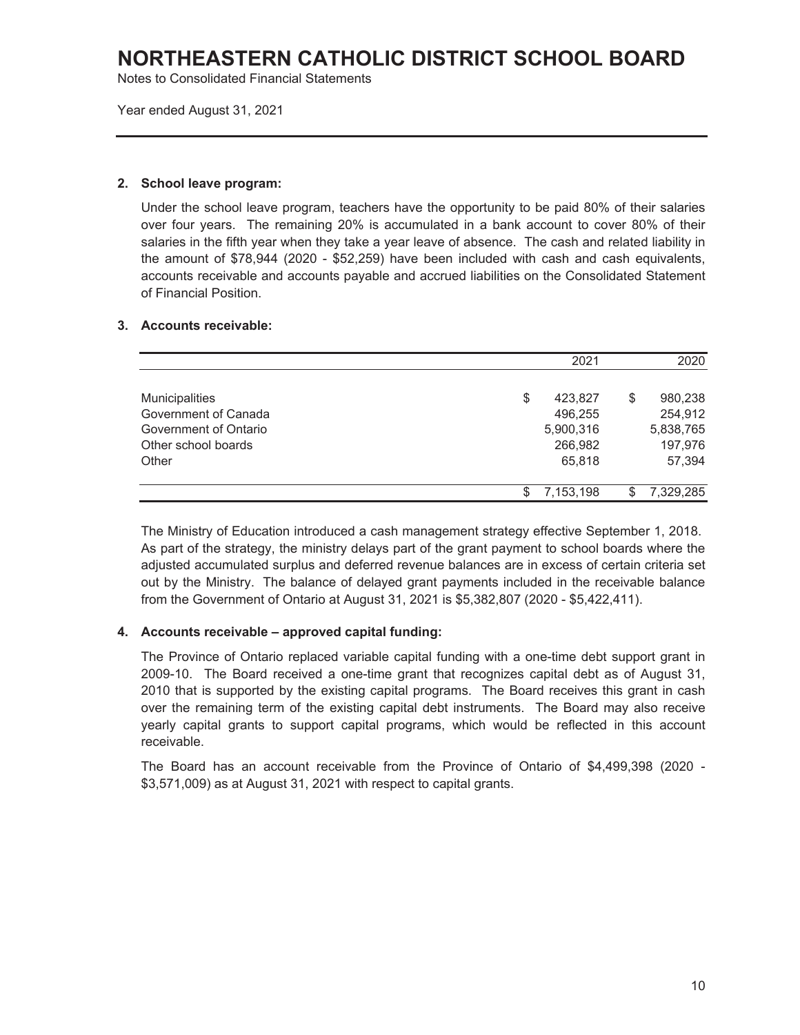# NORTHEASTERN CATHOLIC DISTRICT SCHOOL BOARD

Notes to Consolidated Financial Statements

Year ended August 31, 2021

## 2. School leave program:

Under the school leave program, teachers have the opportunity to be paid 80% of their salaries over four years. The remaining 20% is accumulated in a bank account to cover 80% of their salaries in the fifth year when they take a year leave of absence. The cash and related liability in the amount of $78,944 (2020 - $52,259) have been included with cash and cash equivalents, accounts receivable and accounts payable and accrued liabilities on the Consolidated Statement of Financial Position.

## 3. Accounts receivable:

| | 2021 | 2020 |
|---|---|---|
| Municipalities | $ 423,827 | $ 980,238 |
| Government of Canada | 496,255 | 254,912 |
| Government of Ontario | 5,900,316 | 5,838,765 |
| Other school boards | 266,982 | 197,976 |
| Other | 65,818 | 57,394 |
| | $ 7,153,198 | $ 7,329,285 |

The Ministry of Education introduced a cash management strategy effective September 1, 2018. As part of the strategy, the ministry delays part of the grant payment to school boards where the adjusted accumulated surplus and deferred revenue balances are in excess of certain criteria set out by the Ministry. The balance of delayed grant payments included in the receivable balance from the Government of Ontario at August 31, 2021 is $5,382,807 (2020 - $5,422,411).

## 4. Accounts receivable – approved capital funding:

The Province of Ontario replaced variable capital funding with a one-time debt support grant in 2009-10. The Board received a one-time grant that recognizes capital debt as of August 31, 2010 that is supported by the existing capital programs. The Board receives this grant in cash over the remaining term of the existing capital debt instruments. The Board may also receive yearly capital grants to support capital programs, which would be reflected in this account receivable.

The Board has an account receivable from the Province of Ontario of $4,499,398 (2020 - $3,571,009) as at August 31, 2021 with respect to capital grants.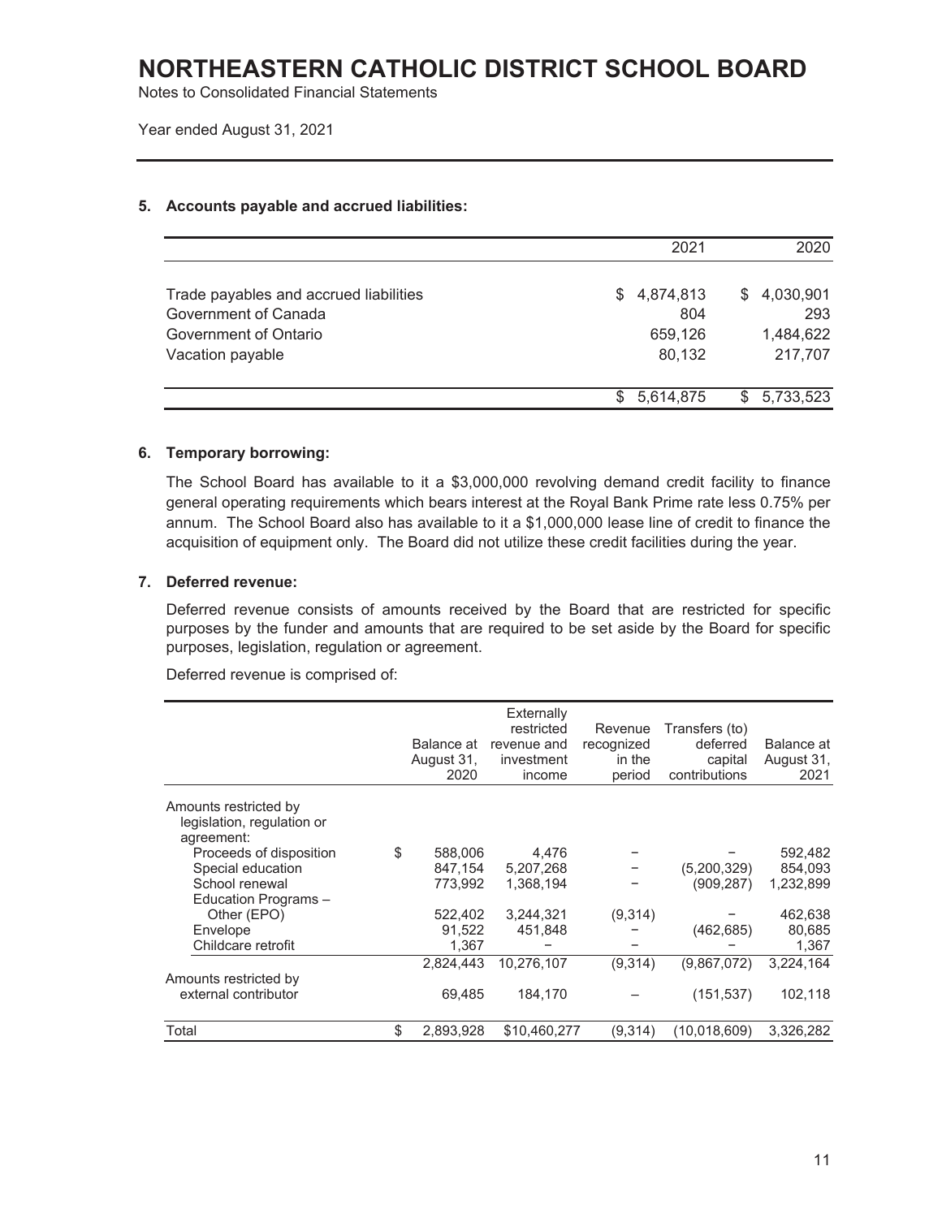# NORTHEASTERN CATHOLIC DISTRICT SCHOOL BOARD

Notes to Consolidated Financial Statements

Year ended August 31, 2021

### 5. Accounts payable and accrued liabilities:

| | 2021 | 2020 |
|---|---|---|
| Trade payables and accrued liabilities | $ 4,874,813 | $ 4,030,901 |
| Government of Canada | 804 | 293 |
| Government of Ontario | 659,126 | 1,484,622 |
| Vacation payable | 80,132 | 217,707 |
| | $ 5,614,875 | $ 5,733,523 |

### 6. Temporary borrowing:

The School Board has available to it a $3,000,000 revolving demand credit facility to finance general operating requirements which bears interest at the Royal Bank Prime rate less 0.75% per annum. The School Board also has available to it a $1,000,000 lease line of credit to finance the acquisition of equipment only. The Board did not utilize these credit facilities during the year.

### 7. Deferred revenue:

Deferred revenue consists of amounts received by the Board that are restricted for specific purposes by the funder and amounts that are required to be set aside by the Board for specific purposes, legislation, regulation or agreement.

Deferred revenue is comprised of:

| | Balance at August 31, 2020 | Externally restricted revenue and investment income | Revenue recognized in the period | Transfers (to) deferred capital contributions | Balance at August 31, 2021 |
|---|---|---|---|---|---|
| Amounts restricted by legislation, regulation or agreement: | | | | | |
| Proceeds of disposition | $ 588,006 | 4,476 | – | – | 592,482 |
| Special education | 847,154 | 5,207,268 | – | (5,200,329) | 854,093 |
| School renewal | 773,992 | 1,368,194 | – | (909,287) | 1,232,899 |
| Education Programs – Other (EPO) | 522,402 | 3,244,321 | (9,314) | – | 462,638 |
| Envelope | 91,522 | 451,848 | – | (462,685) | 80,685 |
| Childcare retrofit | 1,367 | – | – | – | 1,367 |
| | 2,824,443 | 10,276,107 | (9,314) | (9,867,072) | 3,224,164 |
| Amounts restricted by external contributor | 69,485 | 184,170 | – | (151,537) | 102,118 |
| Total | $ 2,893,928 | $10,460,277 | (9,314) | (10,018,609) | 3,326,282 |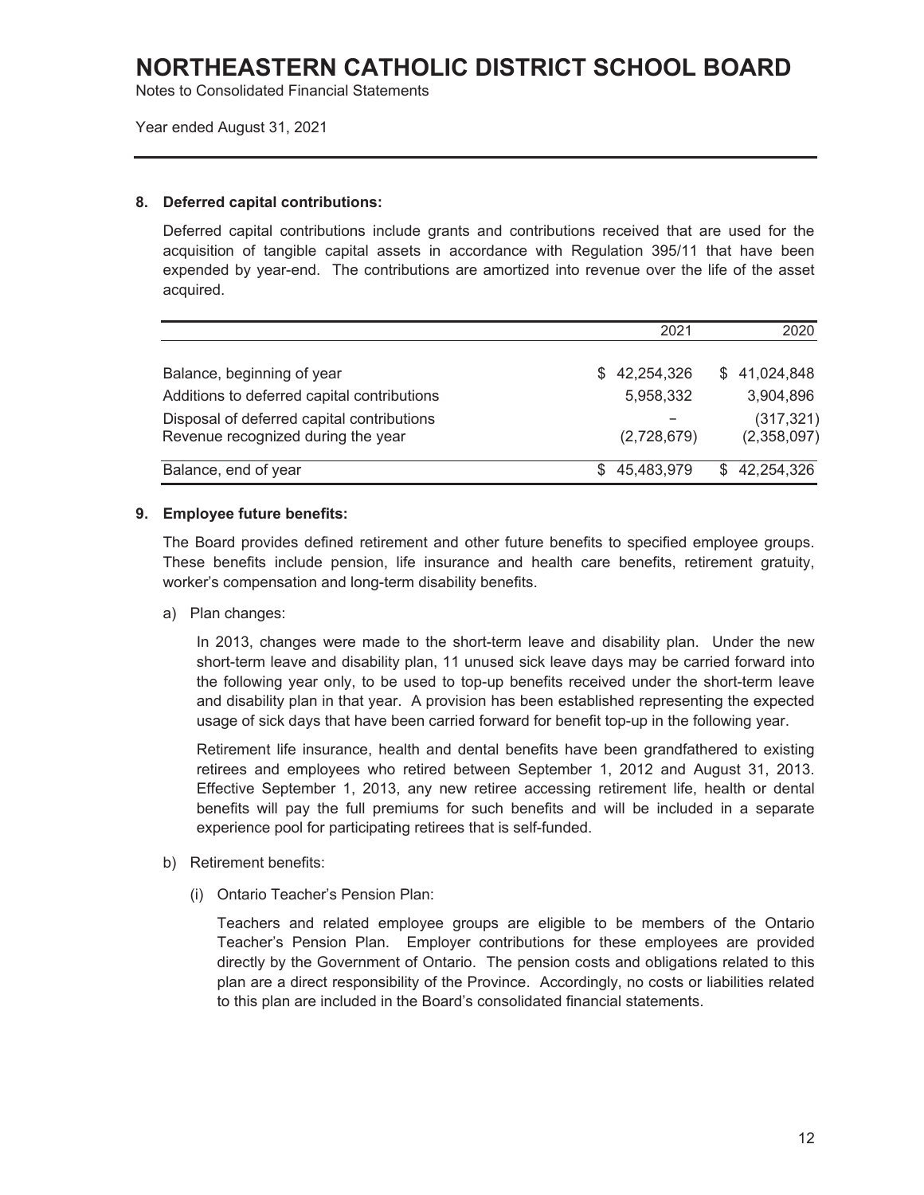### 8. Deferred capital contributions:

Deferred capital contributions include grants and contributions received that are used for the acquisition of tangible capital assets in accordance with Regulation 395/11 that have been expended by year-end. The contributions are amortized into revenue over the life of the asset acquired.

| | 2021 | 2020 |
|---|---|---|
| Balance, beginning of year | $ 42,254,326 | $ 41,024,848 |
| Additions to deferred capital contributions | 5,958,332 | 3,904,896 |
| Disposal of deferred capital contributions | – | (317,321) |
| Revenue recognized during the year | (2,728,679) | (2,358,097) |
| Balance, end of year | $ 45,483,979 | $ 42,254,326 |

### 9. Employee future benefits:

The Board provides defined retirement and other future benefits to specified employee groups. These benefits include pension, life insurance and health care benefits, retirement gratuity, worker's compensation and long-term disability benefits.

a) Plan changes:

In 2013, changes were made to the short-term leave and disability plan. Under the new short-term leave and disability plan, 11 unused sick leave days may be carried forward into the following year only, to be used to top-up benefits received under the short-term leave and disability plan in that year. A provision has been established representing the expected usage of sick days that have been carried forward for benefit top-up in the following year.

Retirement life insurance, health and dental benefits have been grandfathered to existing retirees and employees who retired between September 1, 2012 and August 31, 2013. Effective September 1, 2013, any new retiree accessing retirement life, health or dental benefits will pay the full premiums for such benefits and will be included in a separate experience pool for participating retirees that is self-funded.

b) Retirement benefits:

(i) Ontario Teacher's Pension Plan:

Teachers and related employee groups are eligible to be members of the Ontario Teacher's Pension Plan. Employer contributions for these employees are provided directly by the Government of Ontario. The pension costs and obligations related to this plan are a direct responsibility of the Province. Accordingly, no costs or liabilities related to this plan are included in the Board's consolidated financial statements.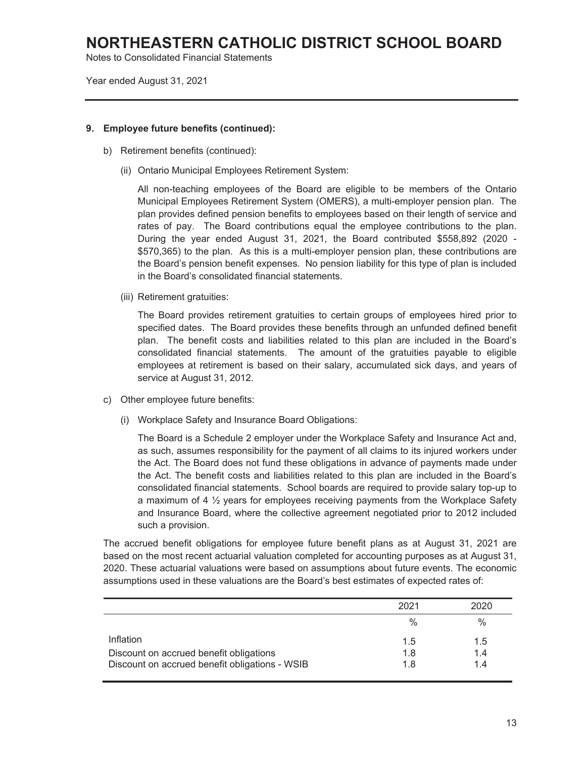### 9. Employee future benefits (continued):

b) Retirement benefits (continued):

(ii) Ontario Municipal Employees Retirement System:

All non-teaching employees of the Board are eligible to be members of the Ontario Municipal Employees Retirement System (OMERS), a multi-employer pension plan. The plan provides defined pension benefits to employees based on their length of service and rates of pay. The Board contributions equal the employee contributions to the plan. During the year ended August 31, 2021, the Board contributed $558,892 (2020 - $570,365) to the plan. As this is a multi-employer pension plan, these contributions are the Board's pension benefit expenses. No pension liability for this type of plan is included in the Board's consolidated financial statements.

(iii) Retirement gratuities:

The Board provides retirement gratuities to certain groups of employees hired prior to specified dates. The Board provides these benefits through an unfunded defined benefit plan. The benefit costs and liabilities related to this plan are included in the Board's consolidated financial statements. The amount of the gratuities payable to eligible employees at retirement is based on their salary, accumulated sick days, and years of service at August 31, 2012.

c) Other employee future benefits:

(i) Workplace Safety and Insurance Board Obligations:

The Board is a Schedule 2 employer under the Workplace Safety and Insurance Act and, as such, assumes responsibility for the payment of all claims to its injured workers under the Act. The Board does not fund these obligations in advance of payments made under the Act. The benefit costs and liabilities related to this plan are included in the Board's consolidated financial statements. School boards are required to provide salary top-up to a maximum of 4 ½ years for employees receiving payments from the Workplace Safety and Insurance Board, where the collective agreement negotiated prior to 2012 included such a provision.

The accrued benefit obligations for employee future benefit plans as at August 31, 2021 are based on the most recent actuarial valuation completed for accounting purposes as at August 31, 2020. These actuarial valuations were based on assumptions about future events. The economic assumptions used in these valuations are the Board's best estimates of expected rates of:

| | 2021 | 2020 |
|---|---|---|
| | % | % |
| Inflation | 1.5 | 1.5 |
| Discount on accrued benefit obligations | 1.8 | 1.4 |
| Discount on accrued benefit obligations - WSIB | 1.8 | 1.4 |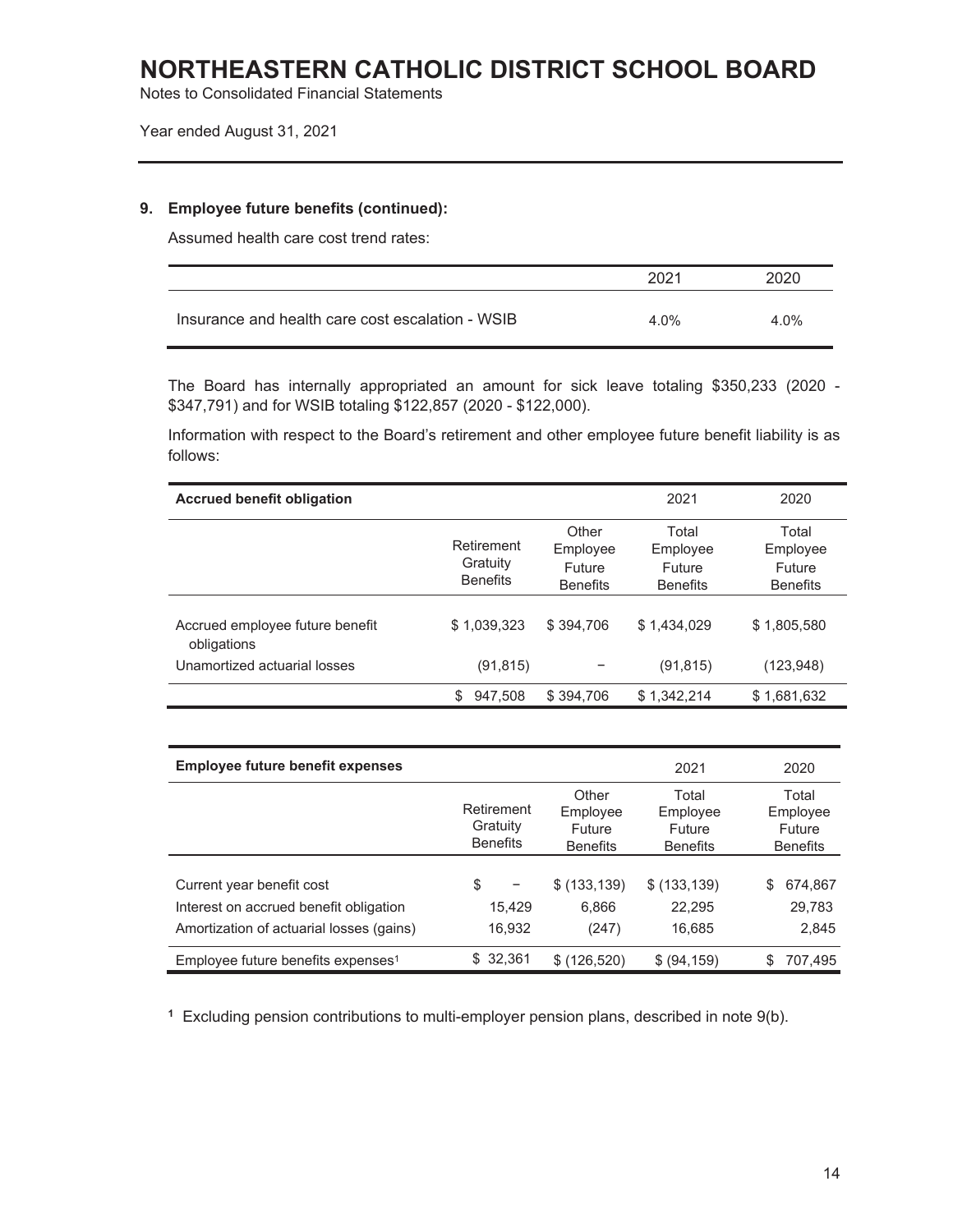# NORTHEASTERN CATHOLIC DISTRICT SCHOOL BOARD

Notes to Consolidated Financial Statements

Year ended August 31, 2021

## 9. Employee future benefits (continued):

Assumed health care cost trend rates:

| | 2021 | 2020 |
|---|---|---|
| Insurance and health care cost escalation - WSIB | 4.0% | 4.0% |

The Board has internally appropriated an amount for sick leave totaling $350,233 (2020 - $347,791) and for WSIB totaling $122,857 (2020 - $122,000).

Information with respect to the Board's retirement and other employee future benefit liability is as follows:

| **Accrued benefit obligation** | | | 2021 | 2020 |
|---|---|---|---|---|
| | Retirement Gratuity Benefits | Other Employee Future Benefits | Total Employee Future Benefits | Total Employee Future Benefits |
| Accrued employee future benefit obligations | $ 1,039,323 | $ 394,706 | $ 1,434,029 | $ 1,805,580 |
| Unamortized actuarial losses | (91,815) | – | (91,815) | (123,948) |
| | $ 947,508 | $ 394,706 | $ 1,342,214 | $ 1,681,632 |

| **Employee future benefit expenses** | | | 2021 | 2020 |
|---|---|---|---|---|
| | Retirement Gratuity Benefits | Other Employee Future Benefits | Total Employee Future Benefits | Total Employee Future Benefits |
| Current year benefit cost | $ – | $ (133,139) | $ (133,139) | $ 674,867 |
| Interest on accrued benefit obligation | 15,429 | 6,866 | 22,295 | 29,783 |
| Amortization of actuarial losses (gains) | 16,932 | (247) | 16,685 | 2,845 |
| Employee future benefits expenses[1] | $ 32,361 | $ (126,520) | $ (94,159) | $ 707,495 |

[1] Excluding pension contributions to multi-employer pension plans, described in note 9(b).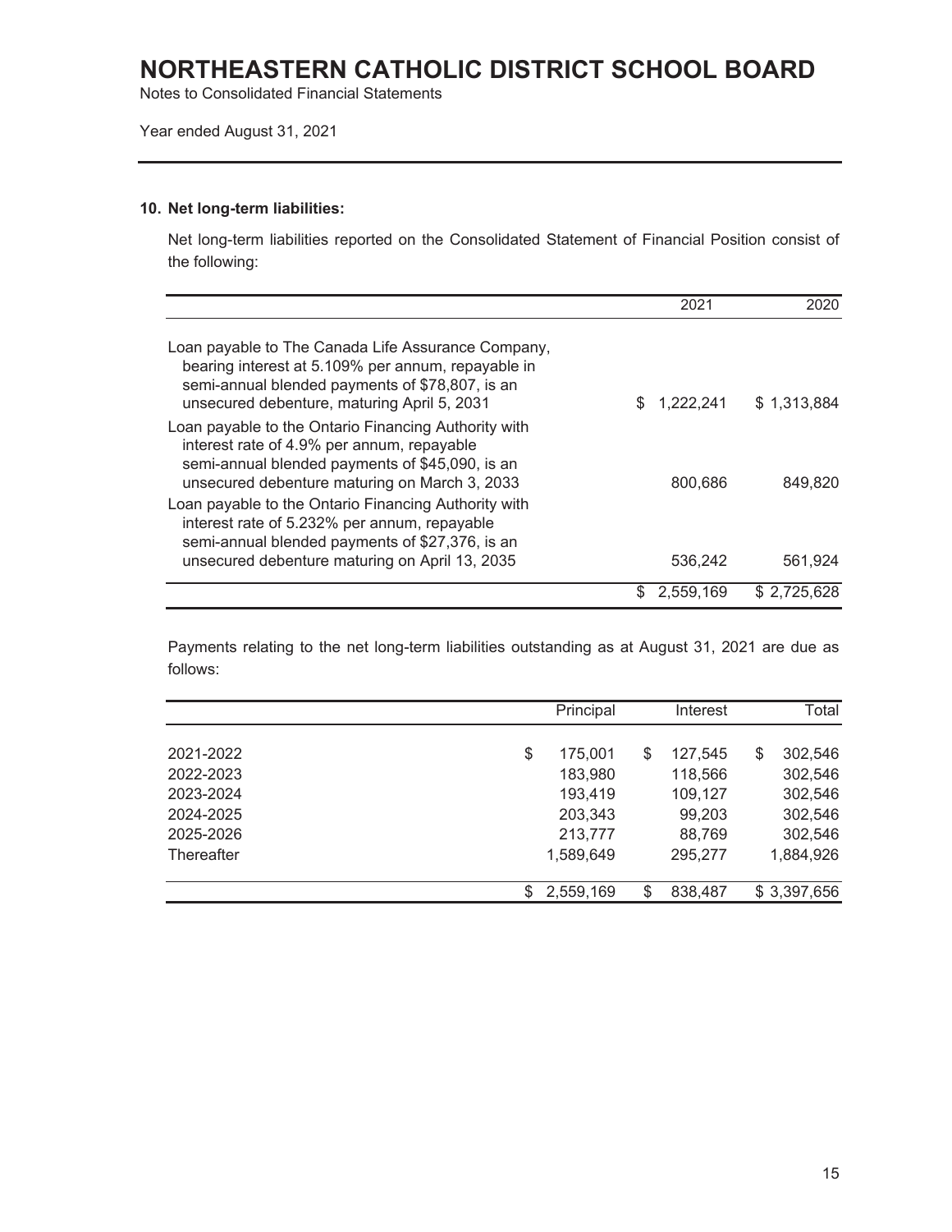# NORTHEASTERN CATHOLIC DISTRICT SCHOOL BOARD

Notes to Consolidated Financial Statements

Year ended August 31, 2021

## 10. Net long-term liabilities:

Net long-term liabilities reported on the Consolidated Statement of Financial Position consist of the following:

| | 2021 | 2020 |
|---|---|---|
| Loan payable to The Canada Life Assurance Company, bearing interest at 5.109% per annum, repayable in semi-annual blended payments of $78,807, is an unsecured debenture, maturing April 5, 2031 | $ 1,222,241 | $ 1,313,884 |
| Loan payable to the Ontario Financing Authority with interest rate of 4.9% per annum, repayable semi-annual blended payments of $45,090, is an unsecured debenture maturing on March 3, 2033 | 800,686 | 849,820 |
| Loan payable to the Ontario Financing Authority with interest rate of 5.232% per annum, repayable semi-annual blended payments of $27,376, is an unsecured debenture maturing on April 13, 2035 | 536,242 | 561,924 |
| | $ 2,559,169 | $ 2,725,628 |

Payments relating to the net long-term liabilities outstanding as at August 31, 2021 are due as follows:

| | Principal | Interest | Total |
|---|---|---|---|
| 2021-2022 | $ 175,001 | $ 127,545 | $ 302,546 |
| 2022-2023 | 183,980 | 118,566 | 302,546 |
| 2023-2024 | 193,419 | 109,127 | 302,546 |
| 2024-2025 | 203,343 | 99,203 | 302,546 |
| 2025-2026 | 213,777 | 88,769 | 302,546 |
| Thereafter | 1,589,649 | 295,277 | 1,884,926 |
| | $ 2,559,169 | $ 838,487 | $ 3,397,656 |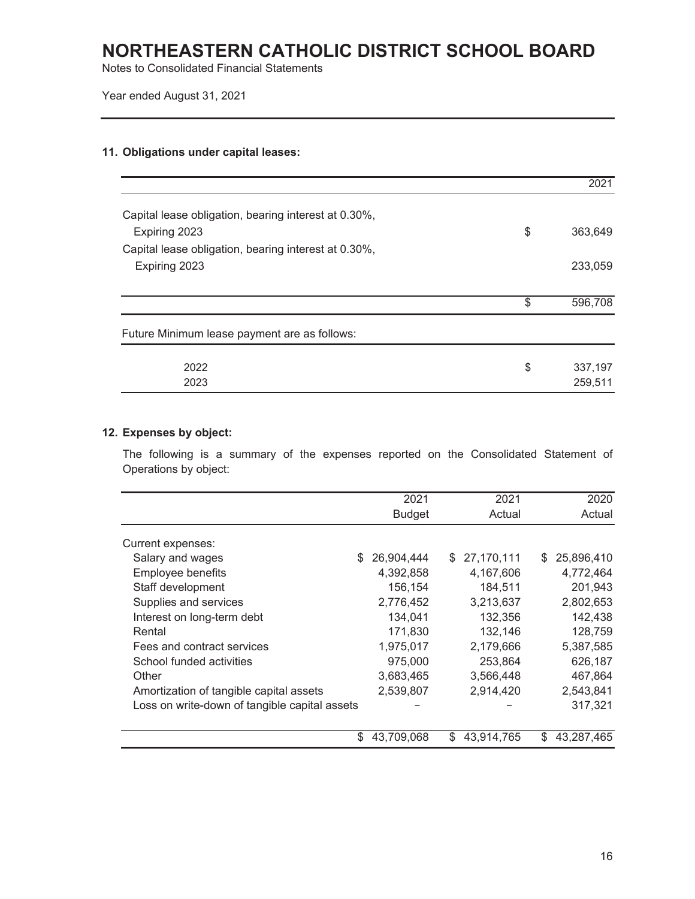# NORTHEASTERN CATHOLIC DISTRICT SCHOOL BOARD

Notes to Consolidated Financial Statements

Year ended August 31, 2021

## 11. Obligations under capital leases:

| | 2021 |
|---|---|
| Capital lease obligation, bearing interest at 0.30%, Expiring 2023 | $ 363,649 |
| Capital lease obligation, bearing interest at 0.30%, Expiring 2023 | 233,059 |
| | $ 596,708 |

Future Minimum lease payment are as follows:

| | |
|---|---|
| 2022 | $ 337,197 |
| 2023 | 259,511 |

## 12. Expenses by object:

The following is a summary of the expenses reported on the Consolidated Statement of Operations by object:

| | 2021 Budget | 2021 Actual | 2020 Actual |
|---|---|---|---|
| Current expenses: | | | |
| Salary and wages | $ 26,904,444 | $ 27,170,111 | $ 25,896,410 |
| Employee benefits | 4,392,858 | 4,167,606 | 4,772,464 |
| Staff development | 156,154 | 184,511 | 201,943 |
| Supplies and services | 2,776,452 | 3,213,637 | 2,802,653 |
| Interest on long-term debt | 134,041 | 132,356 | 142,438 |
| Rental | 171,830 | 132,146 | 128,759 |
| Fees and contract services | 1,975,017 | 2,179,666 | 5,387,585 |
| School funded activities | 975,000 | 253,864 | 626,187 |
| Other | 3,683,465 | 3,566,448 | 467,864 |
| Amortization of tangible capital assets | 2,539,807 | 2,914,420 | 2,543,841 |
| Loss on write-down of tangible capital assets | – | – | 317,321 |
| | $ 43,709,068 | $ 43,914,765 | $ 43,287,465 |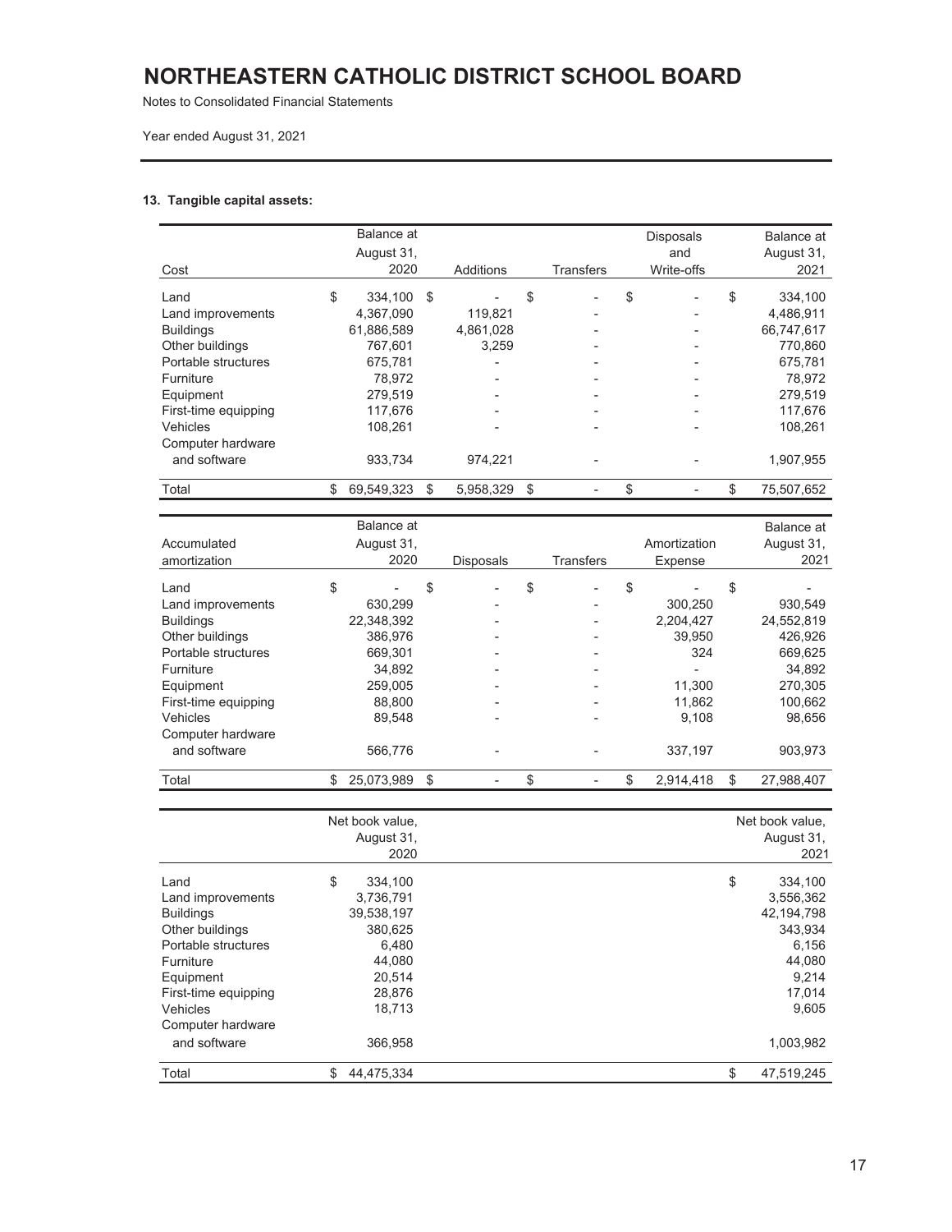# NORTHEASTERN CATHOLIC DISTRICT SCHOOL BOARD

Notes to Consolidated Financial Statements

Year ended August 31, 2021

**13. Tangible capital assets:**

| Cost | Balance at August 31, 2020 | Additions | Transfers | Disposals and Write-offs | Balance at August 31, 2021 |
|---|---|---|---|---|---|
| Land | $ 334,100 | $ - | $ - | $ - | $ 334,100 |
| Land improvements | 4,367,090 | 119,821 | - | - | 4,486,911 |
| Buildings | 61,886,589 | 4,861,028 | - | - | 66,747,617 |
| Other buildings | 767,601 | 3,259 | - | - | 770,860 |
| Portable structures | 675,781 | - | - | - | 675,781 |
| Furniture | 78,972 | - | - | - | 78,972 |
| Equipment | 279,519 | - | - | - | 279,519 |
| First-time equipping | 117,676 | - | - | - | 117,676 |
| Vehicles | 108,261 | - | - | - | 108,261 |
| Computer hardware and software | 933,734 | 974,221 | - | - | 1,907,955 |
| Total | $ 69,549,323 | $ 5,958,329 | $ - | $ - | $ 75,507,652 |

| Accumulated amortization | Balance at August 31, 2020 | Disposals | Transfers | Amortization Expense | Balance at August 31, 2021 |
|---|---|---|---|---|---|
| Land | $ - | $ - | $ - | $ - | $ - |
| Land improvements | 630,299 | - | - | 300,250 | 930,549 |
| Buildings | 22,348,392 | - | - | 2,204,427 | 24,552,819 |
| Other buildings | 386,976 | - | - | 39,950 | 426,926 |
| Portable structures | 669,301 | - | - | 324 | 669,625 |
| Furniture | 34,892 | - | - | - | 34,892 |
| Equipment | 259,005 | - | - | 11,300 | 270,305 |
| First-time equipping | 88,800 | - | - | 11,862 | 100,662 |
| Vehicles | 89,548 | - | - | 9,108 | 98,656 |
| Computer hardware and software | 566,776 | - | - | 337,197 | 903,973 |
| Total | $ 25,073,989 | $ - | $ - | $ 2,914,418 | $ 27,988,407 |

| | Net book value, August 31, 2020 | Net book value, August 31, 2021 |
|---|---|---|
| Land | $ 334,100 | $ 334,100 |
| Land improvements | 3,736,791 | 3,556,362 |
| Buildings | 39,538,197 | 42,194,798 |
| Other buildings | 380,625 | 343,934 |
| Portable structures | 6,480 | 6,156 |
| Furniture | 44,080 | 44,080 |
| Equipment | 20,514 | 9,214 |
| First-time equipping | 28,876 | 17,014 |
| Vehicles | 18,713 | 9,605 |
| Computer hardware and software | 366,958 | 1,003,982 |
| Total | $ 44,475,334 | $ 47,519,245 |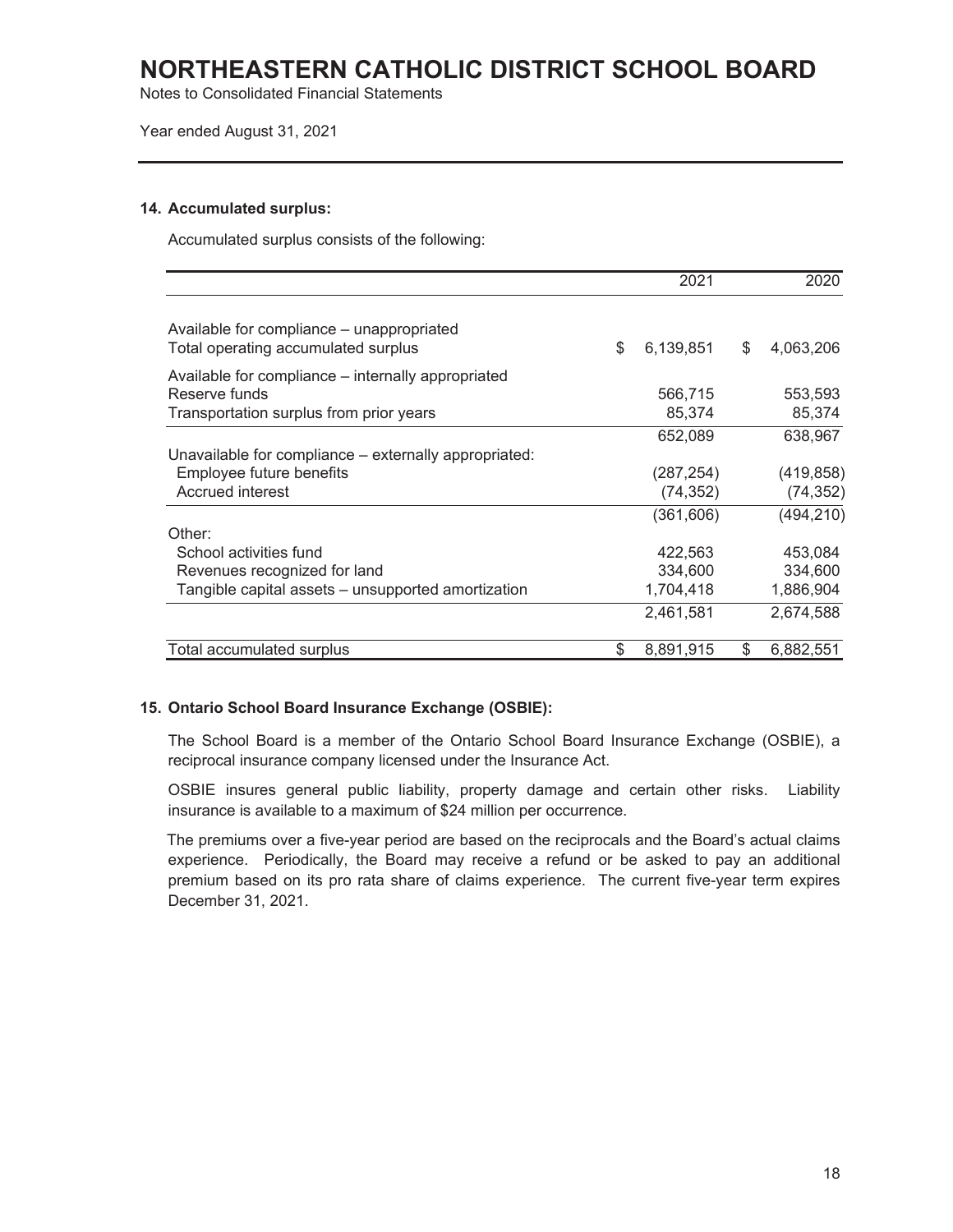# NORTHEASTERN CATHOLIC DISTRICT SCHOOL BOARD

Notes to Consolidated Financial Statements

Year ended August 31, 2021

## 14. Accumulated surplus:

Accumulated surplus consists of the following:

| | 2021 | 2020 |
|---|---|---|
| Available for compliance – unappropriated | | |
| Total operating accumulated surplus | $ 6,139,851 | $ 4,063,206 |
| Available for compliance – internally appropriated | | |
| Reserve funds | 566,715 | 553,593 |
| Transportation surplus from prior years | 85,374 | 85,374 |
| | 652,089 | 638,967 |
| Unavailable for compliance – externally appropriated: | | |
| Employee future benefits | (287,254) | (419,858) |
| Accrued interest | (74,352) | (74,352) |
| | (361,606) | (494,210) |
| Other: | | |
| School activities fund | 422,563 | 453,084 |
| Revenues recognized for land | 334,600 | 334,600 |
| Tangible capital assets – unsupported amortization | 1,704,418 | 1,886,904 |
| | 2,461,581 | 2,674,588 |
| Total accumulated surplus | $ 8,891,915 | $ 6,882,551 |

## 15. Ontario School Board Insurance Exchange (OSBIE):

The School Board is a member of the Ontario School Board Insurance Exchange (OSBIE), a reciprocal insurance company licensed under the Insurance Act.

OSBIE insures general public liability, property damage and certain other risks. Liability insurance is available to a maximum of $24 million per occurrence.

The premiums over a five-year period are based on the reciprocals and the Board's actual claims experience. Periodically, the Board may receive a refund or be asked to pay an additional premium based on its pro rata share of claims experience. The current five-year term expires December 31, 2021.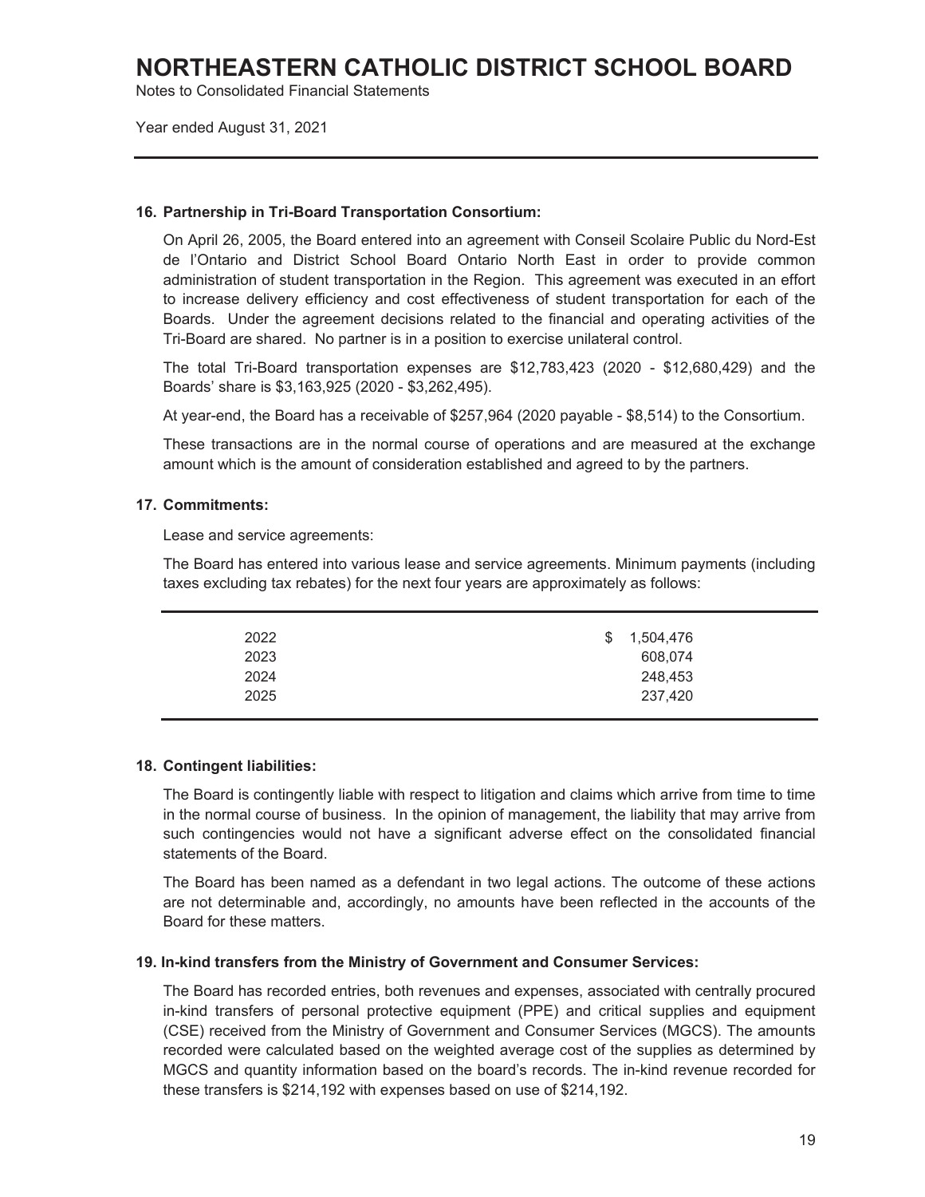# NORTHEASTERN CATHOLIC DISTRICT SCHOOL BOARD

Notes to Consolidated Financial Statements

Year ended August 31, 2021

### 16. Partnership in Tri-Board Transportation Consortium:

On April 26, 2005, the Board entered into an agreement with Conseil Scolaire Public du Nord-Est de l'Ontario and District School Board Ontario North East in order to provide common administration of student transportation in the Region. This agreement was executed in an effort to increase delivery efficiency and cost effectiveness of student transportation for each of the Boards. Under the agreement decisions related to the financial and operating activities of the Tri-Board are shared. No partner is in a position to exercise unilateral control.

The total Tri-Board transportation expenses are $12,783,423 (2020 - $12,680,429) and the Boards' share is $3,163,925 (2020 - $3,262,495).

At year-end, the Board has a receivable of $257,964 (2020 payable - $8,514) to the Consortium.

These transactions are in the normal course of operations and are measured at the exchange amount which is the amount of consideration established and agreed to by the partners.

### 17. Commitments:

Lease and service agreements:

The Board has entered into various lease and service agreements. Minimum payments (including taxes excluding tax rebates) for the next four years are approximately as follows:

| | |
|---|---|
| 2022 | $ 1,504,476 |
| 2023 | 608,074 |
| 2024 | 248,453 |
| 2025 | 237,420 |

### 18. Contingent liabilities:

The Board is contingently liable with respect to litigation and claims which arrive from time to time in the normal course of business. In the opinion of management, the liability that may arrive from such contingencies would not have a significant adverse effect on the consolidated financial statements of the Board.

The Board has been named as a defendant in two legal actions. The outcome of these actions are not determinable and, accordingly, no amounts have been reflected in the accounts of the Board for these matters.

### 19. In-kind transfers from the Ministry of Government and Consumer Services:

The Board has recorded entries, both revenues and expenses, associated with centrally procured in-kind transfers of personal protective equipment (PPE) and critical supplies and equipment (CSE) received from the Ministry of Government and Consumer Services (MGCS). The amounts recorded were calculated based on the weighted average cost of the supplies as determined by MGCS and quantity information based on the board's records. The in-kind revenue recorded for these transfers is $214,192 with expenses based on use of $214,192.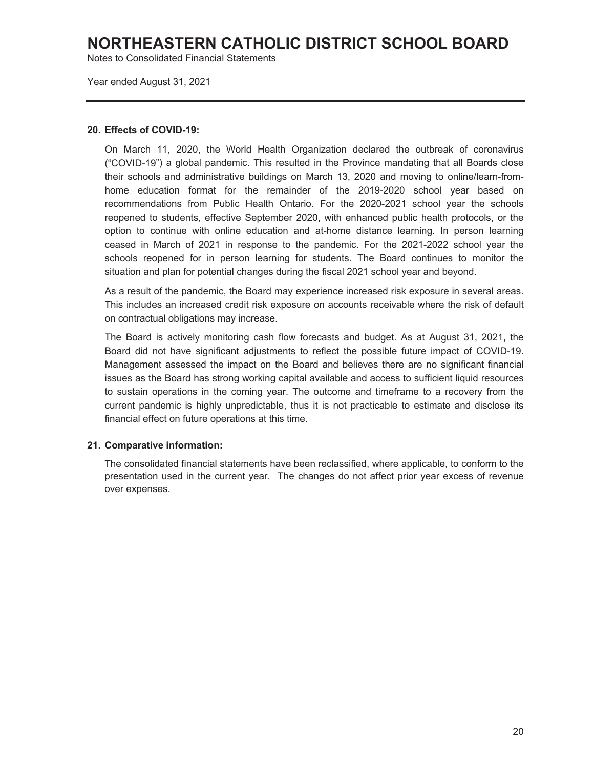## 20. Effects of COVID-19:

On March 11, 2020, the World Health Organization declared the outbreak of coronavirus ("COVID-19") a global pandemic. This resulted in the Province mandating that all Boards close their schools and administrative buildings on March 13, 2020 and moving to online/learn-from-home education format for the remainder of the 2019-2020 school year based on recommendations from Public Health Ontario. For the 2020-2021 school year the schools reopened to students, effective September 2020, with enhanced public health protocols, or the option to continue with online education and at-home distance learning. In person learning ceased in March of 2021 in response to the pandemic. For the 2021-2022 school year the schools reopened for in person learning for students. The Board continues to monitor the situation and plan for potential changes during the fiscal 2021 school year and beyond.

As a result of the pandemic, the Board may experience increased risk exposure in several areas. This includes an increased credit risk exposure on accounts receivable where the risk of default on contractual obligations may increase.

The Board is actively monitoring cash flow forecasts and budget. As at August 31, 2021, the Board did not have significant adjustments to reflect the possible future impact of COVID-19. Management assessed the impact on the Board and believes there are no significant financial issues as the Board has strong working capital available and access to sufficient liquid resources to sustain operations in the coming year. The outcome and timeframe to a recovery from the current pandemic is highly unpredictable, thus it is not practicable to estimate and disclose its financial effect on future operations at this time.

## 21. Comparative information:

The consolidated financial statements have been reclassified, where applicable, to conform to the presentation used in the current year. The changes do not affect prior year excess of revenue over expenses.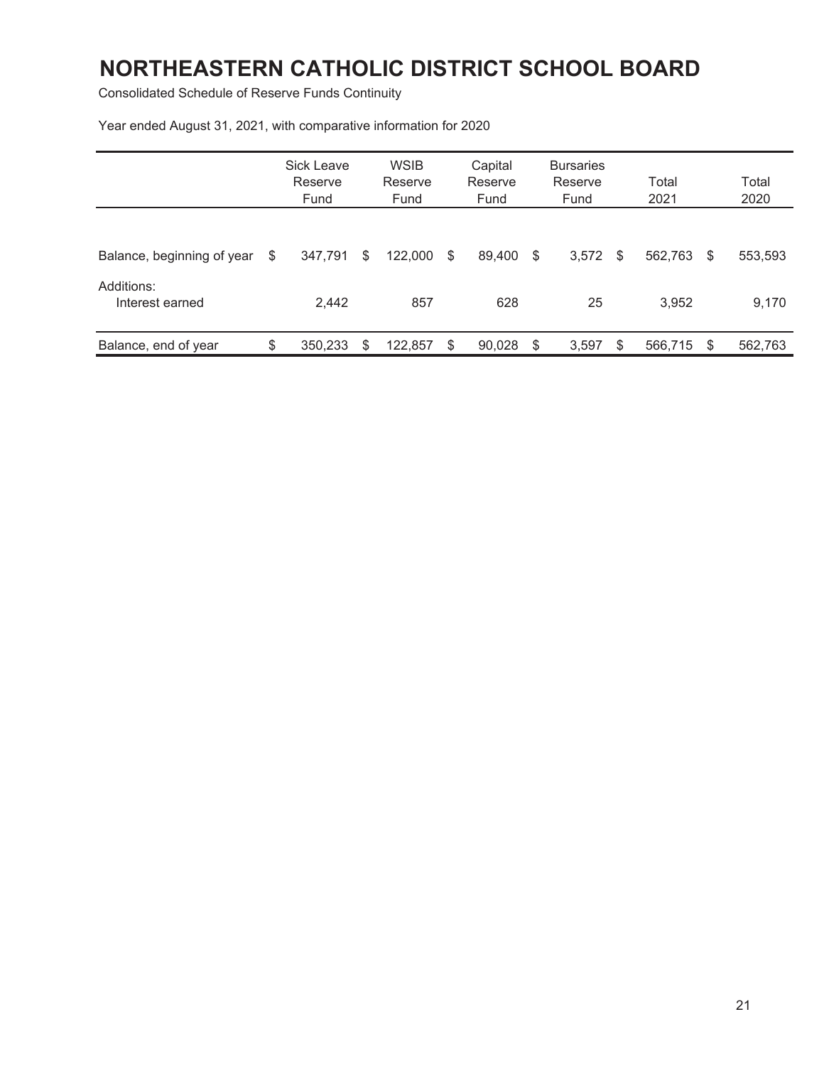# NORTHEASTERN CATHOLIC DISTRICT SCHOOL BOARD

Consolidated Schedule of Reserve Funds Continuity

Year ended August 31, 2021, with comparative information for 2020

| | Sick Leave Reserve Fund | WSIB Reserve Fund | Capital Reserve Fund | Bursaries Reserve Fund | Total 2021 | Total 2020 |
|---|---|---|---|---|---|---|
| Balance, beginning of year | $ 347,791 | $ 122,000 | $ 89,400 | $ 3,572 | $ 562,763 | $ 553,593 |
| Additions: | | | | | | |
| Interest earned | 2,442 | 857 | 628 | 25 | 3,952 | 9,170 |
| Balance, end of year | $ 350,233 | $ 122,857 | $ 90,028 | $ 3,597 | $ 566,715 | $ 562,763 |